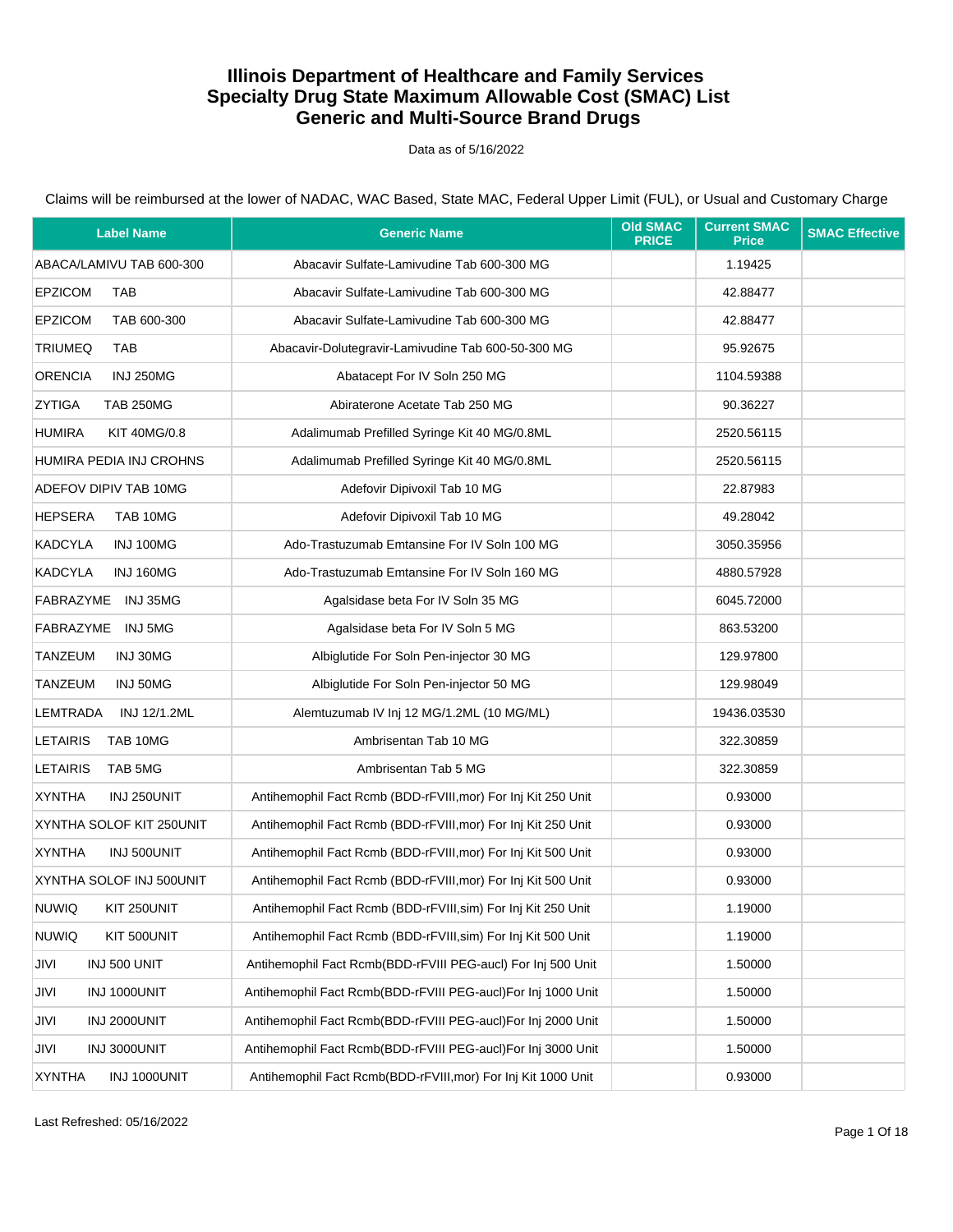# Illinois Department of Healthcare and Family Services
# Specialty Drug State Maximum Allowable Cost (SMAC) List
# Generic and Multi-Source Brand Drugs

Data as of 5/16/2022

Claims will be reimbursed at the lower of NADAC, WAC Based, State MAC, Federal Upper Limit (FUL), or Usual and Customary Charge

| Label Name | Generic Name | Old SMAC PRICE | Current SMAC Price | SMAC Effective |
|---|---|---|---|---|
| ABACA/LAMIVU TAB 600-300 | Abacavir Sulfate-Lamivudine Tab 600-300 MG | | 1.19425 | |
| EPZICOM TAB | Abacavir Sulfate-Lamivudine Tab 600-300 MG | | 42.88477 | |
| EPZICOM TAB 600-300 | Abacavir Sulfate-Lamivudine Tab 600-300 MG | | 42.88477 | |
| TRIUMEQ TAB | Abacavir-Dolutegravir-Lamivudine Tab 600-50-300 MG | | 95.92675 | |
| ORENCIA INJ 250MG | Abatacept For IV Soln 250 MG | | 1104.59388 | |
| ZYTIGA TAB 250MG | Abiraterone Acetate Tab 250 MG | | 90.36227 | |
| HUMIRA KIT 40MG/0.8 | Adalimumab Prefilled Syringe Kit 40 MG/0.8ML | | 2520.56115 | |
| HUMIRA PEDIA INJ CROHNS | Adalimumab Prefilled Syringe Kit 40 MG/0.8ML | | 2520.56115 | |
| ADEFOV DIPIV TAB 10MG | Adefovir Dipivoxil Tab 10 MG | | 22.87983 | |
| HEPSERA TAB 10MG | Adefovir Dipivoxil Tab 10 MG | | 49.28042 | |
| KADCYLA INJ 100MG | Ado-Trastuzumab Emtansine For IV Soln 100 MG | | 3050.35956 | |
| KADCYLA INJ 160MG | Ado-Trastuzumab Emtansine For IV Soln 160 MG | | 4880.57928 | |
| FABRAZYME INJ 35MG | Agalsidase beta For IV Soln 35 MG | | 6045.72000 | |
| FABRAZYME INJ 5MG | Agalsidase beta For IV Soln 5 MG | | 863.53200 | |
| TANZEUM INJ 30MG | Albiglutide For Soln Pen-injector 30 MG | | 129.97800 | |
| TANZEUM INJ 50MG | Albiglutide For Soln Pen-injector 50 MG | | 129.98049 | |
| LEMTRADA INJ 12/1.2ML | Alemtuzumab IV Inj 12 MG/1.2ML (10 MG/ML) | | 19436.03530 | |
| LETAIRIS TAB 10MG | Ambrisentan Tab 10 MG | | 322.30859 | |
| LETAIRIS TAB 5MG | Ambrisentan Tab 5 MG | | 322.30859 | |
| XYNTHA INJ 250UNIT | Antihemophil Fact Rcmb (BDD-rFVIII,mor) For Inj Kit 250 Unit | | 0.93000 | |
| XYNTHA SOLOF KIT 250UNIT | Antihemophil Fact Rcmb (BDD-rFVIII,mor) For Inj Kit 250 Unit | | 0.93000 | |
| XYNTHA INJ 500UNIT | Antihemophil Fact Rcmb (BDD-rFVIII,mor) For Inj Kit 500 Unit | | 0.93000 | |
| XYNTHA SOLOF INJ 500UNIT | Antihemophil Fact Rcmb (BDD-rFVIII,mor) For Inj Kit 500 Unit | | 0.93000 | |
| NUWIQ KIT 250UNIT | Antihemophil Fact Rcmb (BDD-rFVIII,sim) For Inj Kit 250 Unit | | 1.19000 | |
| NUWIQ KIT 500UNIT | Antihemophil Fact Rcmb (BDD-rFVIII,sim) For Inj Kit 500 Unit | | 1.19000 | |
| JIVI INJ 500 UNIT | Antihemophil Fact Rcmb(BDD-rFVIII PEG-aucl) For Inj 500 Unit | | 1.50000 | |
| JIVI INJ 1000UNIT | Antihemophil Fact Rcmb(BDD-rFVIII PEG-aucl)For Inj 1000 Unit | | 1.50000 | |
| JIVI INJ 2000UNIT | Antihemophil Fact Rcmb(BDD-rFVIII PEG-aucl)For Inj 2000 Unit | | 1.50000 | |
| JIVI INJ 3000UNIT | Antihemophil Fact Rcmb(BDD-rFVIII PEG-aucl)For Inj 3000 Unit | | 1.50000 | |
| XYNTHA INJ 1000UNIT | Antihemophil Fact Rcmb(BDD-rFVIII,mor) For Inj Kit 1000 Unit | | 0.93000 | |

Last Refreshed: 05/16/2022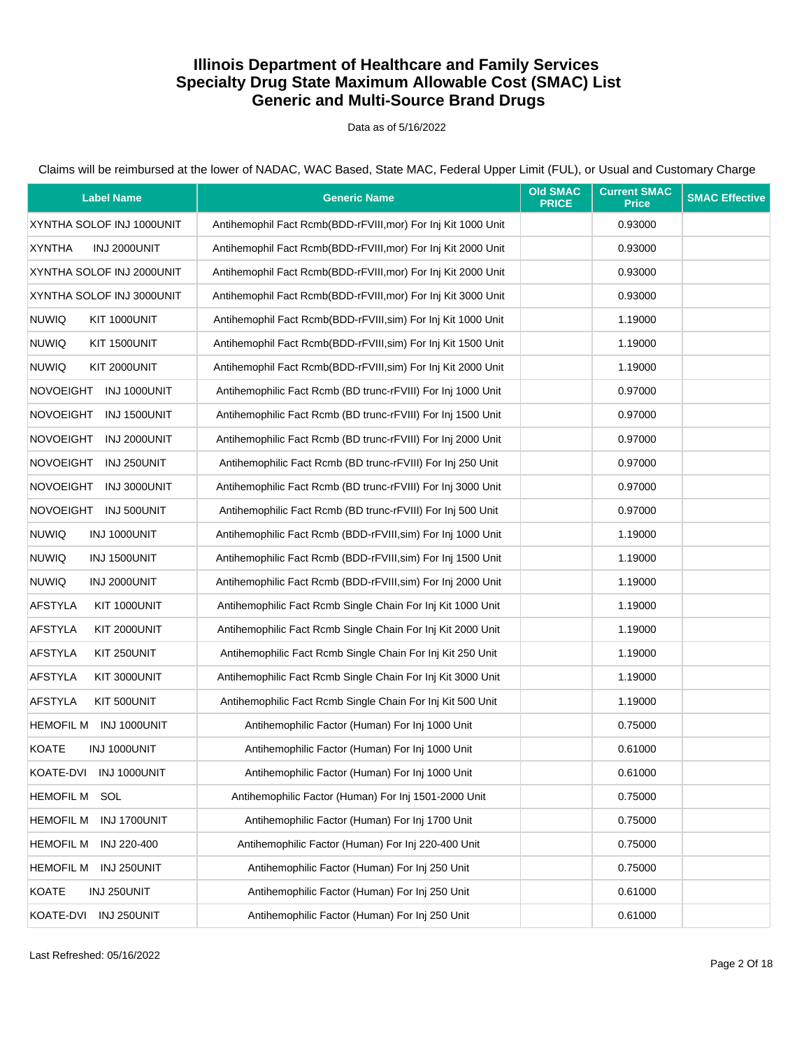# Illinois Department of Healthcare and Family Services
# Specialty Drug State Maximum Allowable Cost (SMAC) List
# Generic and Multi-Source Brand Drugs

Data as of 5/16/2022

Claims will be reimbursed at the lower of NADAC, WAC Based, State MAC, Federal Upper Limit (FUL), or Usual and Customary Charge

| Label Name | Generic Name | Old SMAC PRICE | Current SMAC Price | SMAC Effective |
|---|---|---|---|---|
| XYNTHA SOLOF INJ 1000UNIT | Antihemophil Fact Rcmb(BDD-rFVIII,mor) For Inj Kit 1000 Unit | | 0.93000 | |
| XYNTHA INJ 2000UNIT | Antihemophil Fact Rcmb(BDD-rFVIII,mor) For Inj Kit 2000 Unit | | 0.93000 | |
| XYNTHA SOLOF INJ 2000UNIT | Antihemophil Fact Rcmb(BDD-rFVIII,mor) For Inj Kit 2000 Unit | | 0.93000 | |
| XYNTHA SOLOF INJ 3000UNIT | Antihemophil Fact Rcmb(BDD-rFVIII,mor) For Inj Kit 3000 Unit | | 0.93000 | |
| NUWIQ KIT 1000UNIT | Antihemophil Fact Rcmb(BDD-rFVIII,sim) For Inj Kit 1000 Unit | | 1.19000 | |
| NUWIQ KIT 1500UNIT | Antihemophil Fact Rcmb(BDD-rFVIII,sim) For Inj Kit 1500 Unit | | 1.19000 | |
| NUWIQ KIT 2000UNIT | Antihemophil Fact Rcmb(BDD-rFVIII,sim) For Inj Kit 2000 Unit | | 1.19000 | |
| NOVOEIGHT INJ 1000UNIT | Antihemophilic Fact Rcmb (BD trunc-rFVIII) For Inj 1000 Unit | | 0.97000 | |
| NOVOEIGHT INJ 1500UNIT | Antihemophilic Fact Rcmb (BD trunc-rFVIII) For Inj 1500 Unit | | 0.97000 | |
| NOVOEIGHT INJ 2000UNIT | Antihemophilic Fact Rcmb (BD trunc-rFVIII) For Inj 2000 Unit | | 0.97000 | |
| NOVOEIGHT INJ 250UNIT | Antihemophilic Fact Rcmb (BD trunc-rFVIII) For Inj 250 Unit | | 0.97000 | |
| NOVOEIGHT INJ 3000UNIT | Antihemophilic Fact Rcmb (BD trunc-rFVIII) For Inj 3000 Unit | | 0.97000 | |
| NOVOEIGHT INJ 500UNIT | Antihemophilic Fact Rcmb (BD trunc-rFVIII) For Inj 500 Unit | | 0.97000 | |
| NUWIQ INJ 1000UNIT | Antihemophilic Fact Rcmb (BDD-rFVIII,sim) For Inj 1000 Unit | | 1.19000 | |
| NUWIQ INJ 1500UNIT | Antihemophilic Fact Rcmb (BDD-rFVIII,sim) For Inj 1500 Unit | | 1.19000 | |
| NUWIQ INJ 2000UNIT | Antihemophilic Fact Rcmb (BDD-rFVIII,sim) For Inj 2000 Unit | | 1.19000 | |
| AFSTYLA KIT 1000UNIT | Antihemophilic Fact Rcmb Single Chain For Inj Kit 1000 Unit | | 1.19000 | |
| AFSTYLA KIT 2000UNIT | Antihemophilic Fact Rcmb Single Chain For Inj Kit 2000 Unit | | 1.19000 | |
| AFSTYLA KIT 250UNIT | Antihemophilic Fact Rcmb Single Chain For Inj Kit 250 Unit | | 1.19000 | |
| AFSTYLA KIT 3000UNIT | Antihemophilic Fact Rcmb Single Chain For Inj Kit 3000 Unit | | 1.19000 | |
| AFSTYLA KIT 500UNIT | Antihemophilic Fact Rcmb Single Chain For Inj Kit 500 Unit | | 1.19000 | |
| HEMOFIL M INJ 1000UNIT | Antihemophilic Factor (Human) For Inj 1000 Unit | | 0.75000 | |
| KOATE INJ 1000UNIT | Antihemophilic Factor (Human) For Inj 1000 Unit | | 0.61000 | |
| KOATE-DVI INJ 1000UNIT | Antihemophilic Factor (Human) For Inj 1000 Unit | | 0.61000 | |
| HEMOFIL M SOL | Antihemophilic Factor (Human) For Inj 1501-2000 Unit | | 0.75000 | |
| HEMOFIL M INJ 1700UNIT | Antihemophilic Factor (Human) For Inj 1700 Unit | | 0.75000 | |
| HEMOFIL M INJ 220-400 | Antihemophilic Factor (Human) For Inj 220-400 Unit | | 0.75000 | |
| HEMOFIL M INJ 250UNIT | Antihemophilic Factor (Human) For Inj 250 Unit | | 0.75000 | |
| KOATE INJ 250UNIT | Antihemophilic Factor (Human) For Inj 250 Unit | | 0.61000 | |
| KOATE-DVI INJ 250UNIT | Antihemophilic Factor (Human) For Inj 250 Unit | | 0.61000 | |

Last Refreshed: 05/16/2022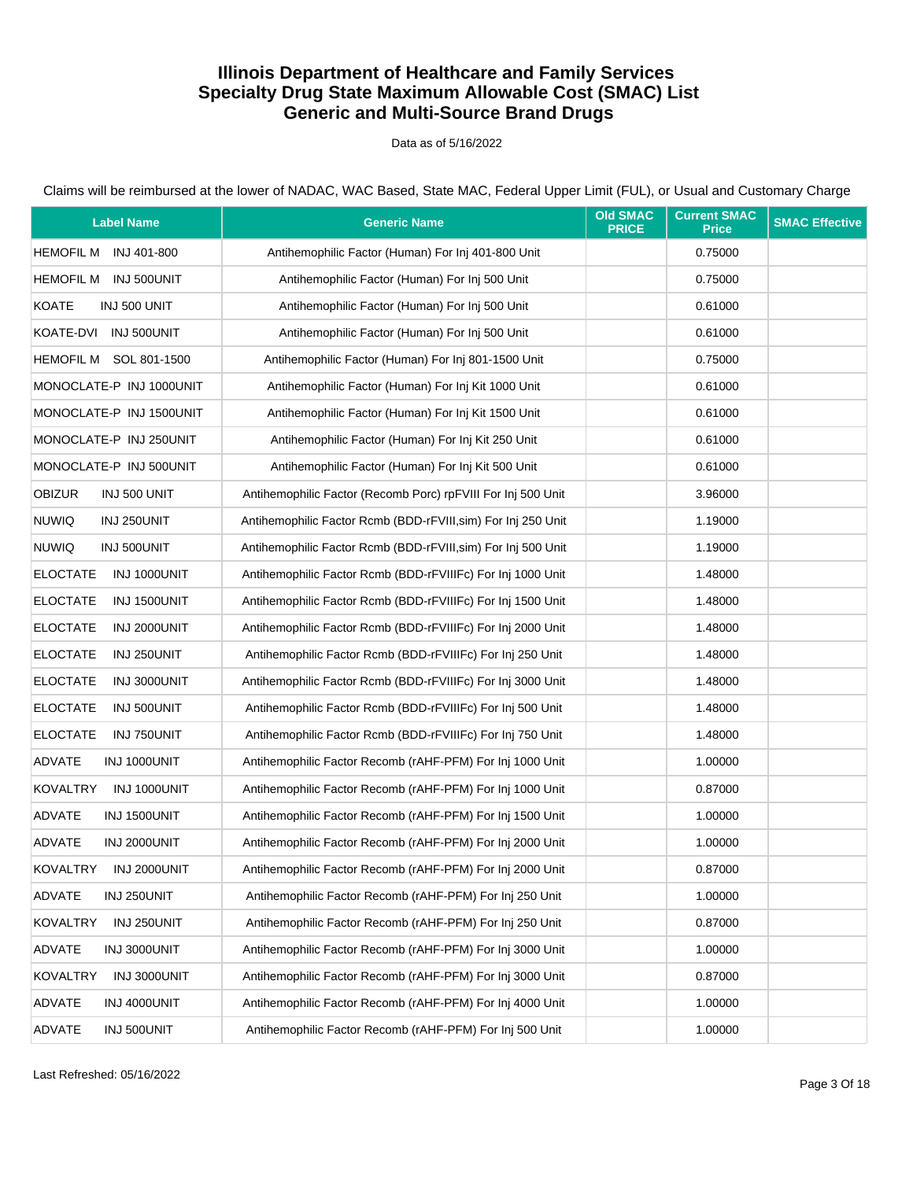# Illinois Department of Healthcare and Family Services
## Specialty Drug State Maximum Allowable Cost (SMAC) List
## Generic and Multi-Source Brand Drugs

Data as of 5/16/2022

Claims will be reimbursed at the lower of NADAC, WAC Based, State MAC, Federal Upper Limit (FUL), or Usual and Customary Charge

| Label Name | Generic Name | Old SMAC PRICE | Current SMAC Price | SMAC Effective |
|---|---|---|---|---|
| HEMOFIL M INJ 401-800 | Antihemophilic Factor (Human) For Inj 401-800 Unit | | 0.75000 | |
| HEMOFIL M INJ 500UNIT | Antihemophilic Factor (Human) For Inj 500 Unit | | 0.75000 | |
| KOATE INJ 500 UNIT | Antihemophilic Factor (Human) For Inj 500 Unit | | 0.61000 | |
| KOATE-DVI INJ 500UNIT | Antihemophilic Factor (Human) For Inj 500 Unit | | 0.61000 | |
| HEMOFIL M SOL 801-1500 | Antihemophilic Factor (Human) For Inj 801-1500 Unit | | 0.75000 | |
| MONOCLATE-P INJ 1000UNIT | Antihemophilic Factor (Human) For Inj Kit 1000 Unit | | 0.61000 | |
| MONOCLATE-P INJ 1500UNIT | Antihemophilic Factor (Human) For Inj Kit 1500 Unit | | 0.61000 | |
| MONOCLATE-P INJ 250UNIT | Antihemophilic Factor (Human) For Inj Kit 250 Unit | | 0.61000 | |
| MONOCLATE-P INJ 500UNIT | Antihemophilic Factor (Human) For Inj Kit 500 Unit | | 0.61000 | |
| OBIZUR INJ 500 UNIT | Antihemophilic Factor (Recomb Porc) rpFVIII For Inj 500 Unit | | 3.96000 | |
| NUWIQ INJ 250UNIT | Antihemophilic Factor Rcmb (BDD-rFVIII,sim) For Inj 250 Unit | | 1.19000 | |
| NUWIQ INJ 500UNIT | Antihemophilic Factor Rcmb (BDD-rFVIII,sim) For Inj 500 Unit | | 1.19000 | |
| ELOCTATE INJ 1000UNIT | Antihemophilic Factor Rcmb (BDD-rFVIIIFc) For Inj 1000 Unit | | 1.48000 | |
| ELOCTATE INJ 1500UNIT | Antihemophilic Factor Rcmb (BDD-rFVIIIFc) For Inj 1500 Unit | | 1.48000 | |
| ELOCTATE INJ 2000UNIT | Antihemophilic Factor Rcmb (BDD-rFVIIIFc) For Inj 2000 Unit | | 1.48000 | |
| ELOCTATE INJ 250UNIT | Antihemophilic Factor Rcmb (BDD-rFVIIIFc) For Inj 250 Unit | | 1.48000 | |
| ELOCTATE INJ 3000UNIT | Antihemophilic Factor Rcmb (BDD-rFVIIIFc) For Inj 3000 Unit | | 1.48000 | |
| ELOCTATE INJ 500UNIT | Antihemophilic Factor Rcmb (BDD-rFVIIIFc) For Inj 500 Unit | | 1.48000 | |
| ELOCTATE INJ 750UNIT | Antihemophilic Factor Rcmb (BDD-rFVIIIFc) For Inj 750 Unit | | 1.48000 | |
| ADVATE INJ 1000UNIT | Antihemophilic Factor Recomb (rAHF-PFM) For Inj 1000 Unit | | 1.00000 | |
| KOVALTRY INJ 1000UNIT | Antihemophilic Factor Recomb (rAHF-PFM) For Inj 1000 Unit | | 0.87000 | |
| ADVATE INJ 1500UNIT | Antihemophilic Factor Recomb (rAHF-PFM) For Inj 1500 Unit | | 1.00000 | |
| ADVATE INJ 2000UNIT | Antihemophilic Factor Recomb (rAHF-PFM) For Inj 2000 Unit | | 1.00000 | |
| KOVALTRY INJ 2000UNIT | Antihemophilic Factor Recomb (rAHF-PFM) For Inj 2000 Unit | | 0.87000 | |
| ADVATE INJ 250UNIT | Antihemophilic Factor Recomb (rAHF-PFM) For Inj 250 Unit | | 1.00000 | |
| KOVALTRY INJ 250UNIT | Antihemophilic Factor Recomb (rAHF-PFM) For Inj 250 Unit | | 0.87000 | |
| ADVATE INJ 3000UNIT | Antihemophilic Factor Recomb (rAHF-PFM) For Inj 3000 Unit | | 1.00000 | |
| KOVALTRY INJ 3000UNIT | Antihemophilic Factor Recomb (rAHF-PFM) For Inj 3000 Unit | | 0.87000 | |
| ADVATE INJ 4000UNIT | Antihemophilic Factor Recomb (rAHF-PFM) For Inj 4000 Unit | | 1.00000 | |
| ADVATE INJ 500UNIT | Antihemophilic Factor Recomb (rAHF-PFM) For Inj 500 Unit | | 1.00000 | |

Last Refreshed: 05/16/2022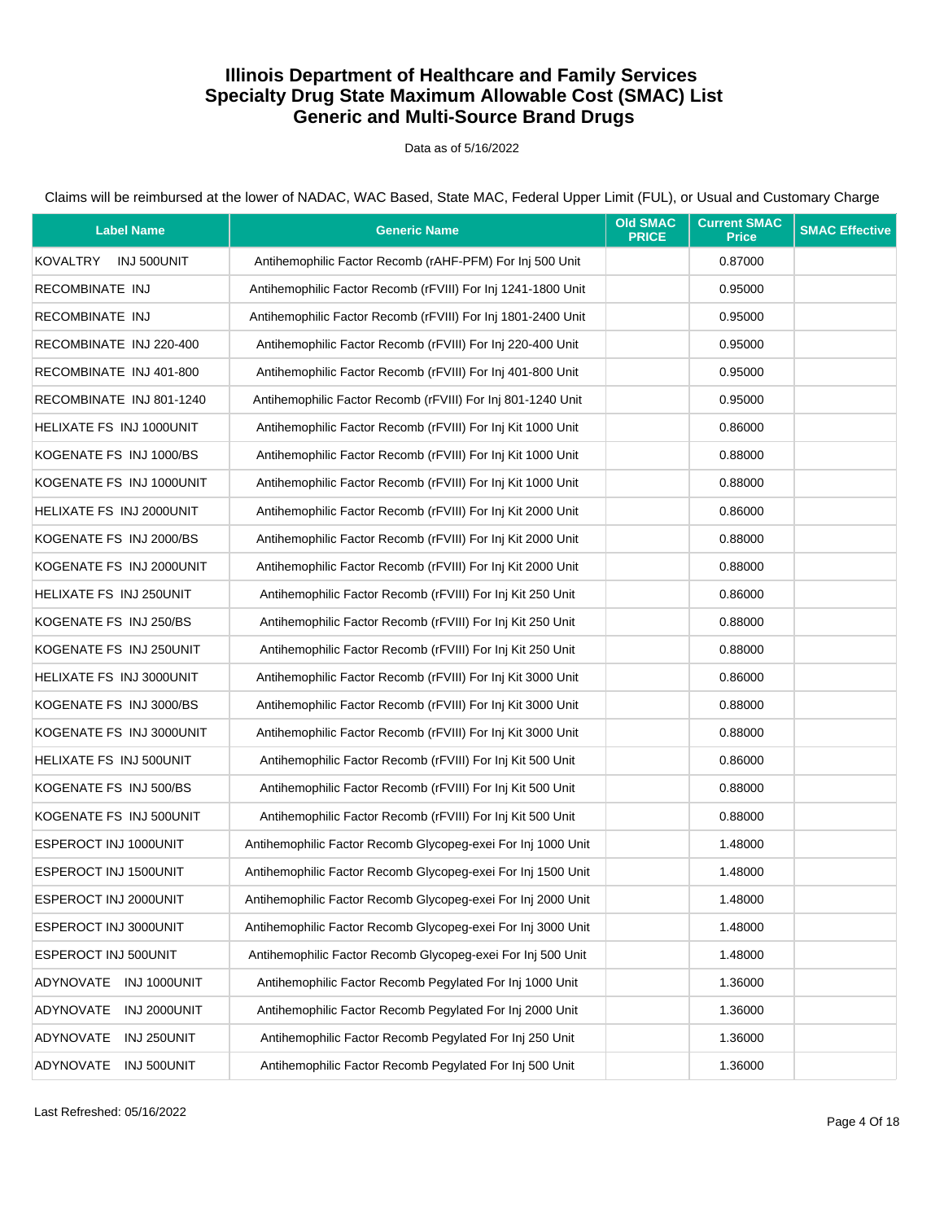# Illinois Department of Healthcare and Family Services
## Specialty Drug State Maximum Allowable Cost (SMAC) List
## Generic and Multi-Source Brand Drugs

Data as of 5/16/2022

Claims will be reimbursed at the lower of NADAC, WAC Based, State MAC, Federal Upper Limit (FUL), or Usual and Customary Charge

| Label Name | Generic Name | Old SMAC PRICE | Current SMAC Price | SMAC Effective |
|---|---|---|---|---|
| KOVALTRY INJ 500UNIT | Antihemophilic Factor Recomb (rAHF-PFM) For Inj 500 Unit | | 0.87000 | |
| RECOMBINATE INJ | Antihemophilic Factor Recomb (rFVIII) For Inj 1241-1800 Unit | | 0.95000 | |
| RECOMBINATE INJ | Antihemophilic Factor Recomb (rFVIII) For Inj 1801-2400 Unit | | 0.95000 | |
| RECOMBINATE INJ 220-400 | Antihemophilic Factor Recomb (rFVIII) For Inj 220-400 Unit | | 0.95000 | |
| RECOMBINATE INJ 401-800 | Antihemophilic Factor Recomb (rFVIII) For Inj 401-800 Unit | | 0.95000 | |
| RECOMBINATE INJ 801-1240 | Antihemophilic Factor Recomb (rFVIII) For Inj 801-1240 Unit | | 0.95000 | |
| HELIXATE FS INJ 1000UNIT | Antihemophilic Factor Recomb (rFVIII) For Inj Kit 1000 Unit | | 0.86000 | |
| KOGENATE FS INJ 1000/BS | Antihemophilic Factor Recomb (rFVIII) For Inj Kit 1000 Unit | | 0.88000 | |
| KOGENATE FS INJ 1000UNIT | Antihemophilic Factor Recomb (rFVIII) For Inj Kit 1000 Unit | | 0.88000 | |
| HELIXATE FS INJ 2000UNIT | Antihemophilic Factor Recomb (rFVIII) For Inj Kit 2000 Unit | | 0.86000 | |
| KOGENATE FS INJ 2000/BS | Antihemophilic Factor Recomb (rFVIII) For Inj Kit 2000 Unit | | 0.88000 | |
| KOGENATE FS INJ 2000UNIT | Antihemophilic Factor Recomb (rFVIII) For Inj Kit 2000 Unit | | 0.88000 | |
| HELIXATE FS INJ 250UNIT | Antihemophilic Factor Recomb (rFVIII) For Inj Kit 250 Unit | | 0.86000 | |
| KOGENATE FS INJ 250/BS | Antihemophilic Factor Recomb (rFVIII) For Inj Kit 250 Unit | | 0.88000 | |
| KOGENATE FS INJ 250UNIT | Antihemophilic Factor Recomb (rFVIII) For Inj Kit 250 Unit | | 0.88000 | |
| HELIXATE FS INJ 3000UNIT | Antihemophilic Factor Recomb (rFVIII) For Inj Kit 3000 Unit | | 0.86000 | |
| KOGENATE FS INJ 3000/BS | Antihemophilic Factor Recomb (rFVIII) For Inj Kit 3000 Unit | | 0.88000 | |
| KOGENATE FS INJ 3000UNIT | Antihemophilic Factor Recomb (rFVIII) For Inj Kit 3000 Unit | | 0.88000 | |
| HELIXATE FS INJ 500UNIT | Antihemophilic Factor Recomb (rFVIII) For Inj Kit 500 Unit | | 0.86000 | |
| KOGENATE FS INJ 500/BS | Antihemophilic Factor Recomb (rFVIII) For Inj Kit 500 Unit | | 0.88000 | |
| KOGENATE FS INJ 500UNIT | Antihemophilic Factor Recomb (rFVIII) For Inj Kit 500 Unit | | 0.88000 | |
| ESPEROCT INJ 1000UNIT | Antihemophilic Factor Recomb Glycopeg-exei For Inj 1000 Unit | | 1.48000 | |
| ESPEROCT INJ 1500UNIT | Antihemophilic Factor Recomb Glycopeg-exei For Inj 1500 Unit | | 1.48000 | |
| ESPEROCT INJ 2000UNIT | Antihemophilic Factor Recomb Glycopeg-exei For Inj 2000 Unit | | 1.48000 | |
| ESPEROCT INJ 3000UNIT | Antihemophilic Factor Recomb Glycopeg-exei For Inj 3000 Unit | | 1.48000 | |
| ESPEROCT INJ 500UNIT | Antihemophilic Factor Recomb Glycopeg-exei For Inj 500 Unit | | 1.48000 | |
| ADYNOVATE INJ 1000UNIT | Antihemophilic Factor Recomb Pegylated For Inj 1000 Unit | | 1.36000 | |
| ADYNOVATE INJ 2000UNIT | Antihemophilic Factor Recomb Pegylated For Inj 2000 Unit | | 1.36000 | |
| ADYNOVATE INJ 250UNIT | Antihemophilic Factor Recomb Pegylated For Inj 250 Unit | | 1.36000 | |
| ADYNOVATE INJ 500UNIT | Antihemophilic Factor Recomb Pegylated For Inj 500 Unit | | 1.36000 | |

Last Refreshed: 05/16/2022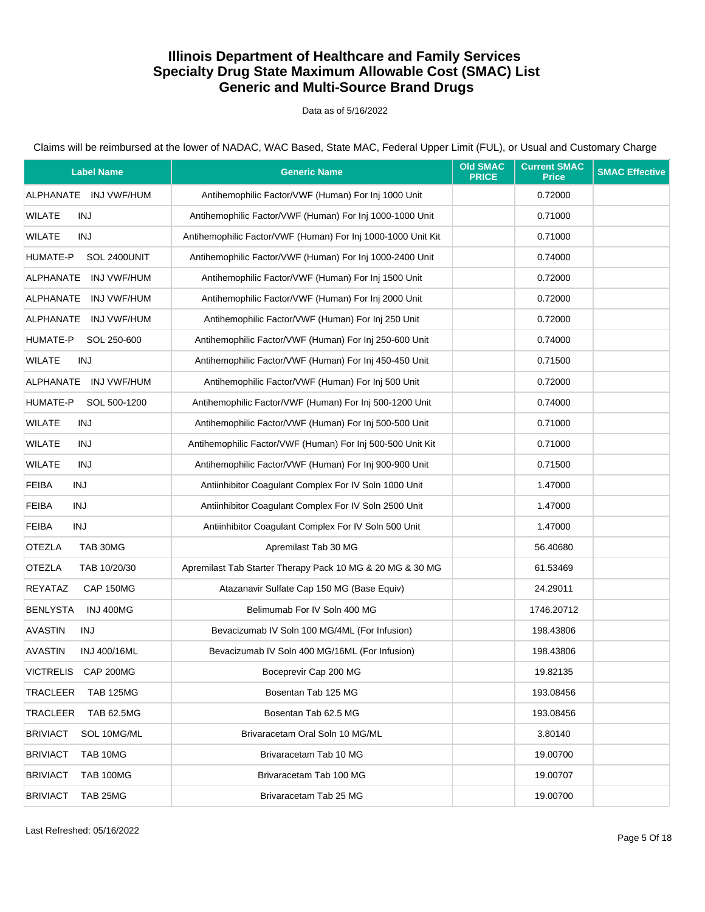# Illinois Department of Healthcare and Family Services
# Specialty Drug State Maximum Allowable Cost (SMAC) List
# Generic and Multi-Source Brand Drugs

Data as of 5/16/2022

Claims will be reimbursed at the lower of NADAC, WAC Based, State MAC, Federal Upper Limit (FUL), or Usual and Customary Charge

| Label Name | Generic Name | Old SMAC PRICE | Current SMAC Price | SMAC Effective |
|---|---|---|---|---|
| ALPHANATE INJ VWF/HUM | Antihemophilic Factor/VWF (Human) For Inj 1000 Unit | | 0.72000 | |
| WILATE INJ | Antihemophilic Factor/VWF (Human) For Inj 1000-1000 Unit | | 0.71000 | |
| WILATE INJ | Antihemophilic Factor/VWF (Human) For Inj 1000-1000 Unit Kit | | 0.71000 | |
| HUMATE-P SOL 2400UNIT | Antihemophilic Factor/VWF (Human) For Inj 1000-2400 Unit | | 0.74000 | |
| ALPHANATE INJ VWF/HUM | Antihemophilic Factor/VWF (Human) For Inj 1500 Unit | | 0.72000 | |
| ALPHANATE INJ VWF/HUM | Antihemophilic Factor/VWF (Human) For Inj 2000 Unit | | 0.72000 | |
| ALPHANATE INJ VWF/HUM | Antihemophilic Factor/VWF (Human) For Inj 250 Unit | | 0.72000 | |
| HUMATE-P SOL 250-600 | Antihemophilic Factor/VWF (Human) For Inj 250-600 Unit | | 0.74000 | |
| WILATE INJ | Antihemophilic Factor/VWF (Human) For Inj 450-450 Unit | | 0.71500 | |
| ALPHANATE INJ VWF/HUM | Antihemophilic Factor/VWF (Human) For Inj 500 Unit | | 0.72000 | |
| HUMATE-P SOL 500-1200 | Antihemophilic Factor/VWF (Human) For Inj 500-1200 Unit | | 0.74000 | |
| WILATE INJ | Antihemophilic Factor/VWF (Human) For Inj 500-500 Unit | | 0.71000 | |
| WILATE INJ | Antihemophilic Factor/VWF (Human) For Inj 500-500 Unit Kit | | 0.71000 | |
| WILATE INJ | Antihemophilic Factor/VWF (Human) For Inj 900-900 Unit | | 0.71500 | |
| FEIBA INJ | Antiinhibitor Coagulant Complex For IV Soln 1000 Unit | | 1.47000 | |
| FEIBA INJ | Antiinhibitor Coagulant Complex For IV Soln 2500 Unit | | 1.47000 | |
| FEIBA INJ | Antiinhibitor Coagulant Complex For IV Soln 500 Unit | | 1.47000 | |
| OTEZLA TAB 30MG | Apremilast Tab 30 MG | | 56.40680 | |
| OTEZLA TAB 10/20/30 | Apremilast Tab Starter Therapy Pack 10 MG & 20 MG & 30 MG | | 61.53469 | |
| REYATAZ CAP 150MG | Atazanavir Sulfate Cap 150 MG (Base Equiv) | | 24.29011 | |
| BENLYSTA INJ 400MG | Belimumab For IV Soln 400 MG | | 1746.20712 | |
| AVASTIN INJ | Bevacizumab IV Soln 100 MG/4ML (For Infusion) | | 198.43806 | |
| AVASTIN INJ 400/16ML | Bevacizumab IV Soln 400 MG/16ML (For Infusion) | | 198.43806 | |
| VICTRELIS CAP 200MG | Boceprevir Cap 200 MG | | 19.82135 | |
| TRACLEER TAB 125MG | Bosentan Tab 125 MG | | 193.08456 | |
| TRACLEER TAB 62.5MG | Bosentan Tab 62.5 MG | | 193.08456 | |
| BRIVIACT SOL 10MG/ML | Brivaracetam Oral Soln 10 MG/ML | | 3.80140 | |
| BRIVIACT TAB 10MG | Brivaracetam Tab 10 MG | | 19.00700 | |
| BRIVIACT TAB 100MG | Brivaracetam Tab 100 MG | | 19.00707 | |
| BRIVIACT TAB 25MG | Brivaracetam Tab 25 MG | | 19.00700 | |

Last Refreshed: 05/16/2022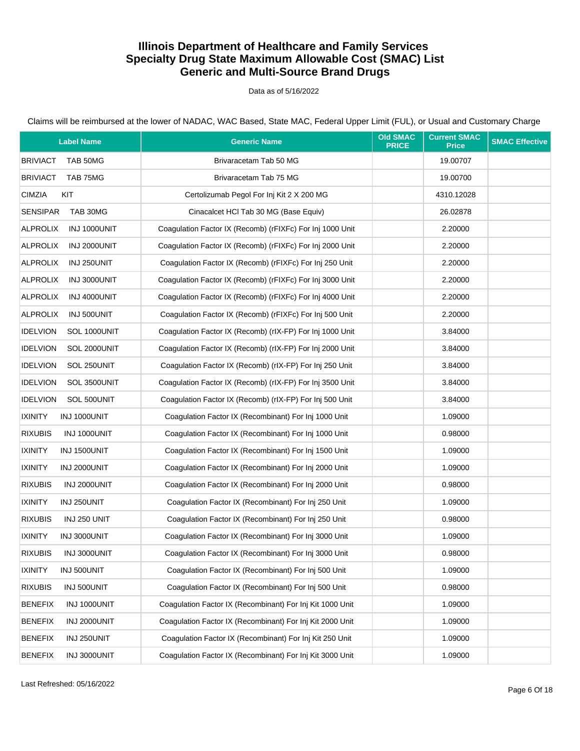# Illinois Department of Healthcare and Family Services
# Specialty Drug State Maximum Allowable Cost (SMAC) List
# Generic and Multi-Source Brand Drugs

Data as of 5/16/2022

Claims will be reimbursed at the lower of NADAC, WAC Based, State MAC, Federal Upper Limit (FUL), or Usual and Customary Charge

| Label Name | Generic Name | Old SMAC PRICE | Current SMAC Price | SMAC Effective |
|---|---|---|---|---|
| BRIVIACT TAB 50MG | Brivaracetam Tab 50 MG | | 19.00707 | |
| BRIVIACT TAB 75MG | Brivaracetam Tab 75 MG | | 19.00700 | |
| CIMZIA KIT | Certolizumab Pegol For Inj Kit 2 X 200 MG | | 4310.12028 | |
| SENSIPAR TAB 30MG | Cinacalcet HCl Tab 30 MG (Base Equiv) | | 26.02878 | |
| ALPROLIX INJ 1000UNIT | Coagulation Factor IX (Recomb) (rFIXFc) For Inj 1000 Unit | | 2.20000 | |
| ALPROLIX INJ 2000UNIT | Coagulation Factor IX (Recomb) (rFIXFc) For Inj 2000 Unit | | 2.20000 | |
| ALPROLIX INJ 250UNIT | Coagulation Factor IX (Recomb) (rFIXFc) For Inj 250 Unit | | 2.20000 | |
| ALPROLIX INJ 3000UNIT | Coagulation Factor IX (Recomb) (rFIXFc) For Inj 3000 Unit | | 2.20000 | |
| ALPROLIX INJ 4000UNIT | Coagulation Factor IX (Recomb) (rFIXFc) For Inj 4000 Unit | | 2.20000 | |
| ALPROLIX INJ 500UNIT | Coagulation Factor IX (Recomb) (rFIXFc) For Inj 500 Unit | | 2.20000 | |
| IDELVION SOL 1000UNIT | Coagulation Factor IX (Recomb) (rIX-FP) For Inj 1000 Unit | | 3.84000 | |
| IDELVION SOL 2000UNIT | Coagulation Factor IX (Recomb) (rIX-FP) For Inj 2000 Unit | | 3.84000 | |
| IDELVION SOL 250UNIT | Coagulation Factor IX (Recomb) (rIX-FP) For Inj 250 Unit | | 3.84000 | |
| IDELVION SOL 3500UNIT | Coagulation Factor IX (Recomb) (rIX-FP) For Inj 3500 Unit | | 3.84000 | |
| IDELVION SOL 500UNIT | Coagulation Factor IX (Recomb) (rIX-FP) For Inj 500 Unit | | 3.84000 | |
| IXINITY INJ 1000UNIT | Coagulation Factor IX (Recombinant) For Inj 1000 Unit | | 1.09000 | |
| RIXUBIS INJ 1000UNIT | Coagulation Factor IX (Recombinant) For Inj 1000 Unit | | 0.98000 | |
| IXINITY INJ 1500UNIT | Coagulation Factor IX (Recombinant) For Inj 1500 Unit | | 1.09000 | |
| IXINITY INJ 2000UNIT | Coagulation Factor IX (Recombinant) For Inj 2000 Unit | | 1.09000 | |
| RIXUBIS INJ 2000UNIT | Coagulation Factor IX (Recombinant) For Inj 2000 Unit | | 0.98000 | |
| IXINITY INJ 250UNIT | Coagulation Factor IX (Recombinant) For Inj 250 Unit | | 1.09000 | |
| RIXUBIS INJ 250 UNIT | Coagulation Factor IX (Recombinant) For Inj 250 Unit | | 0.98000 | |
| IXINITY INJ 3000UNIT | Coagulation Factor IX (Recombinant) For Inj 3000 Unit | | 1.09000 | |
| RIXUBIS INJ 3000UNIT | Coagulation Factor IX (Recombinant) For Inj 3000 Unit | | 0.98000 | |
| IXINITY INJ 500UNIT | Coagulation Factor IX (Recombinant) For Inj 500 Unit | | 1.09000 | |
| RIXUBIS INJ 500UNIT | Coagulation Factor IX (Recombinant) For Inj 500 Unit | | 0.98000 | |
| BENEFIX INJ 1000UNIT | Coagulation Factor IX (Recombinant) For Inj Kit 1000 Unit | | 1.09000 | |
| BENEFIX INJ 2000UNIT | Coagulation Factor IX (Recombinant) For Inj Kit 2000 Unit | | 1.09000 | |
| BENEFIX INJ 250UNIT | Coagulation Factor IX (Recombinant) For Inj Kit 250 Unit | | 1.09000 | |
| BENEFIX INJ 3000UNIT | Coagulation Factor IX (Recombinant) For Inj Kit 3000 Unit | | 1.09000 | |

Last Refreshed: 05/16/2022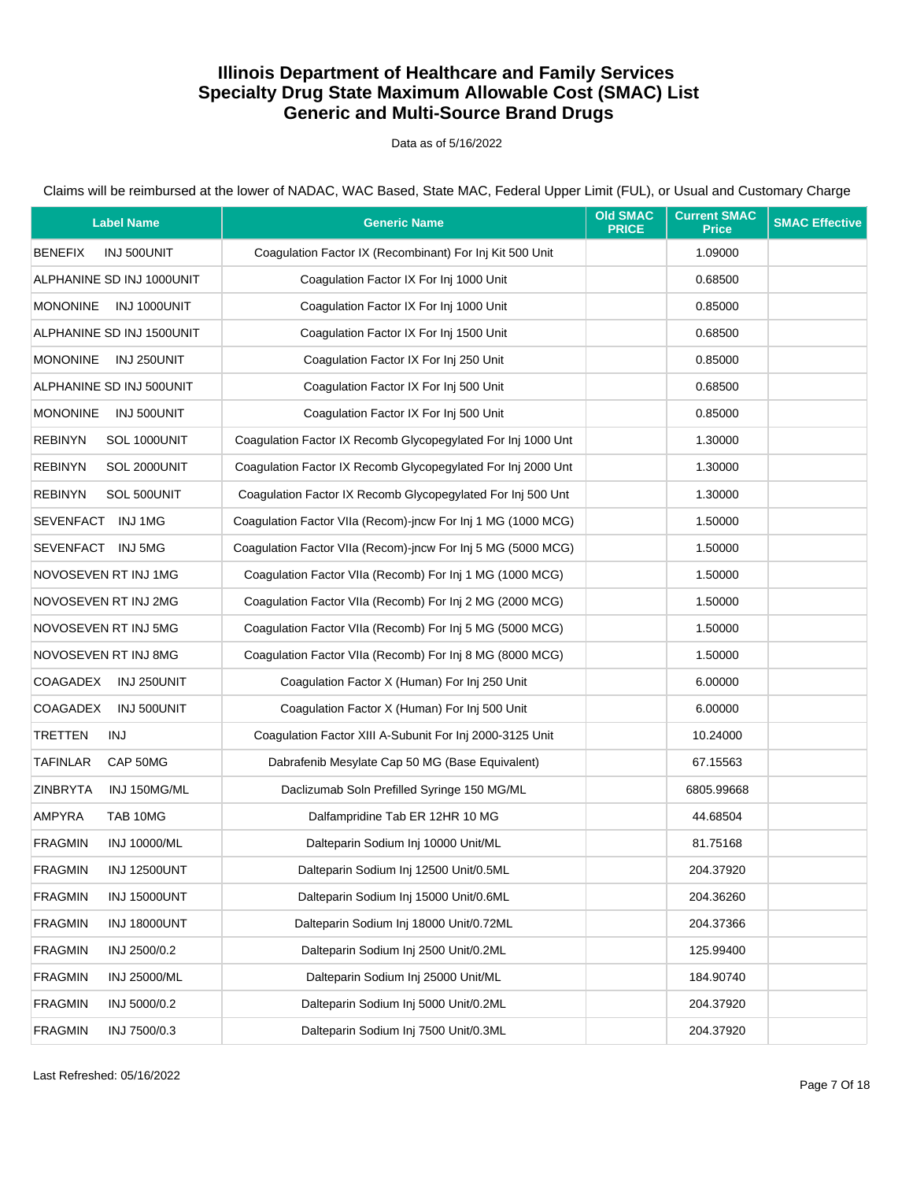# Illinois Department of Healthcare and Family Services
## Specialty Drug State Maximum Allowable Cost (SMAC) List
## Generic and Multi-Source Brand Drugs

Data as of 5/16/2022

Claims will be reimbursed at the lower of NADAC, WAC Based, State MAC, Federal Upper Limit (FUL), or Usual and Customary Charge

| Label Name | Generic Name | Old SMAC PRICE | Current SMAC Price | SMAC Effective |
|---|---|---|---|---|
| BENEFIX INJ 500UNIT | Coagulation Factor IX (Recombinant) For Inj Kit 500 Unit | | 1.09000 | |
| ALPHANINE SD INJ 1000UNIT | Coagulation Factor IX For Inj 1000 Unit | | 0.68500 | |
| MONONINE INJ 1000UNIT | Coagulation Factor IX For Inj 1000 Unit | | 0.85000 | |
| ALPHANINE SD INJ 1500UNIT | Coagulation Factor IX For Inj 1500 Unit | | 0.68500 | |
| MONONINE INJ 250UNIT | Coagulation Factor IX For Inj 250 Unit | | 0.85000 | |
| ALPHANINE SD INJ 500UNIT | Coagulation Factor IX For Inj 500 Unit | | 0.68500 | |
| MONONINE INJ 500UNIT | Coagulation Factor IX For Inj 500 Unit | | 0.85000 | |
| REBINYN SOL 1000UNIT | Coagulation Factor IX Recomb Glycopegylated For Inj 1000 Unt | | 1.30000 | |
| REBINYN SOL 2000UNIT | Coagulation Factor IX Recomb Glycopegylated For Inj 2000 Unt | | 1.30000 | |
| REBINYN SOL 500UNIT | Coagulation Factor IX Recomb Glycopegylated For Inj 500 Unt | | 1.30000 | |
| SEVENFACT INJ 1MG | Coagulation Factor VIIa (Recom)-jncw For Inj 1 MG (1000 MCG) | | 1.50000 | |
| SEVENFACT INJ 5MG | Coagulation Factor VIIa (Recom)-jncw For Inj 5 MG (5000 MCG) | | 1.50000 | |
| NOVOSEVEN RT INJ 1MG | Coagulation Factor VIIa (Recomb) For Inj 1 MG (1000 MCG) | | 1.50000 | |
| NOVOSEVEN RT INJ 2MG | Coagulation Factor VIIa (Recomb) For Inj 2 MG (2000 MCG) | | 1.50000 | |
| NOVOSEVEN RT INJ 5MG | Coagulation Factor VIIa (Recomb) For Inj 5 MG (5000 MCG) | | 1.50000 | |
| NOVOSEVEN RT INJ 8MG | Coagulation Factor VIIa (Recomb) For Inj 8 MG (8000 MCG) | | 1.50000 | |
| COAGADEX INJ 250UNIT | Coagulation Factor X (Human) For Inj 250 Unit | | 6.00000 | |
| COAGADEX INJ 500UNIT | Coagulation Factor X (Human) For Inj 500 Unit | | 6.00000 | |
| TRETTEN INJ | Coagulation Factor XIII A-Subunit For Inj 2000-3125 Unit | | 10.24000 | |
| TAFINLAR CAP 50MG | Dabrafenib Mesylate Cap 50 MG (Base Equivalent) | | 67.15563 | |
| ZINBRYTA INJ 150MG/ML | Daclizumab Soln Prefilled Syringe 150 MG/ML | | 6805.99668 | |
| AMPYRA TAB 10MG | Dalfampridine Tab ER 12HR 10 MG | | 44.68504 | |
| FRAGMIN INJ 10000/ML | Dalteparin Sodium Inj 10000 Unit/ML | | 81.75168 | |
| FRAGMIN INJ 12500UNT | Dalteparin Sodium Inj 12500 Unit/0.5ML | | 204.37920 | |
| FRAGMIN INJ 15000UNT | Dalteparin Sodium Inj 15000 Unit/0.6ML | | 204.36260 | |
| FRAGMIN INJ 18000UNT | Dalteparin Sodium Inj 18000 Unit/0.72ML | | 204.37366 | |
| FRAGMIN INJ 2500/0.2 | Dalteparin Sodium Inj 2500 Unit/0.2ML | | 125.99400 | |
| FRAGMIN INJ 25000/ML | Dalteparin Sodium Inj 25000 Unit/ML | | 184.90740 | |
| FRAGMIN INJ 5000/0.2 | Dalteparin Sodium Inj 5000 Unit/0.2ML | | 204.37920 | |
| FRAGMIN INJ 7500/0.3 | Dalteparin Sodium Inj 7500 Unit/0.3ML | | 204.37920 | |

Last Refreshed: 05/16/2022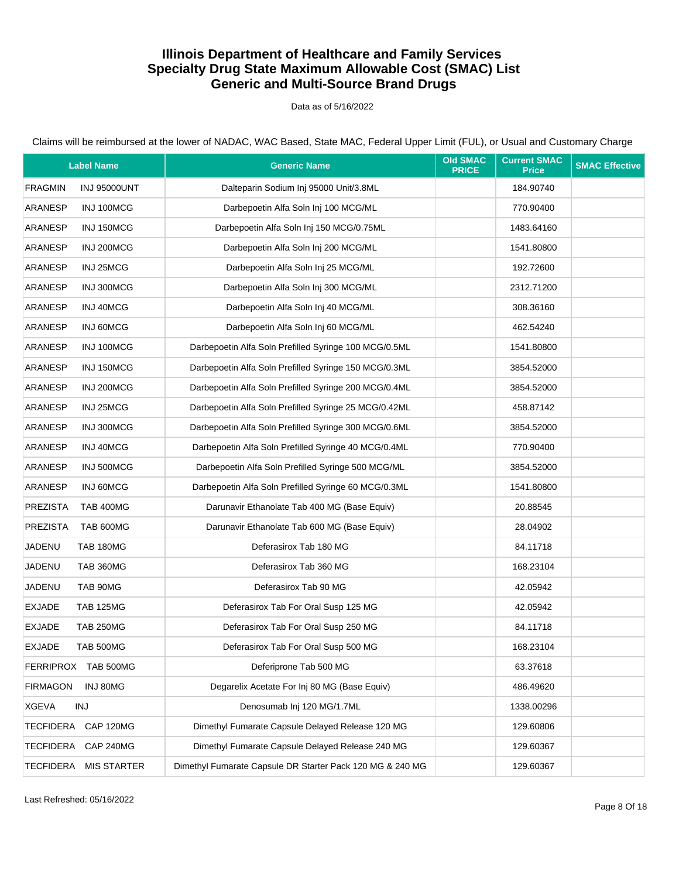# Illinois Department of Healthcare and Family Services
# Specialty Drug State Maximum Allowable Cost (SMAC) List
# Generic and Multi-Source Brand Drugs

Data as of 5/16/2022

Claims will be reimbursed at the lower of NADAC, WAC Based, State MAC, Federal Upper Limit (FUL), or Usual and Customary Charge

| Label Name | Generic Name | Old SMAC PRICE | Current SMAC Price | SMAC Effective |
|---|---|---|---|---|
| FRAGMIN INJ 95000UNT | Dalteparin Sodium Inj 95000 Unit/3.8ML | | 184.90740 | |
| ARANESP INJ 100MCG | Darbepoetin Alfa Soln Inj 100 MCG/ML | | 770.90400 | |
| ARANESP INJ 150MCG | Darbepoetin Alfa Soln Inj 150 MCG/0.75ML | | 1483.64160 | |
| ARANESP INJ 200MCG | Darbepoetin Alfa Soln Inj 200 MCG/ML | | 1541.80800 | |
| ARANESP INJ 25MCG | Darbepoetin Alfa Soln Inj 25 MCG/ML | | 192.72600 | |
| ARANESP INJ 300MCG | Darbepoetin Alfa Soln Inj 300 MCG/ML | | 2312.71200 | |
| ARANESP INJ 40MCG | Darbepoetin Alfa Soln Inj 40 MCG/ML | | 308.36160 | |
| ARANESP INJ 60MCG | Darbepoetin Alfa Soln Inj 60 MCG/ML | | 462.54240 | |
| ARANESP INJ 100MCG | Darbepoetin Alfa Soln Prefilled Syringe 100 MCG/0.5ML | | 1541.80800 | |
| ARANESP INJ 150MCG | Darbepoetin Alfa Soln Prefilled Syringe 150 MCG/0.3ML | | 3854.52000 | |
| ARANESP INJ 200MCG | Darbepoetin Alfa Soln Prefilled Syringe 200 MCG/0.4ML | | 3854.52000 | |
| ARANESP INJ 25MCG | Darbepoetin Alfa Soln Prefilled Syringe 25 MCG/0.42ML | | 458.87142 | |
| ARANESP INJ 300MCG | Darbepoetin Alfa Soln Prefilled Syringe 300 MCG/0.6ML | | 3854.52000 | |
| ARANESP INJ 40MCG | Darbepoetin Alfa Soln Prefilled Syringe 40 MCG/0.4ML | | 770.90400 | |
| ARANESP INJ 500MCG | Darbepoetin Alfa Soln Prefilled Syringe 500 MCG/ML | | 3854.52000 | |
| ARANESP INJ 60MCG | Darbepoetin Alfa Soln Prefilled Syringe 60 MCG/0.3ML | | 1541.80800 | |
| PREZISTA TAB 400MG | Darunavir Ethanolate Tab 400 MG (Base Equiv) | | 20.88545 | |
| PREZISTA TAB 600MG | Darunavir Ethanolate Tab 600 MG (Base Equiv) | | 28.04902 | |
| JADENU TAB 180MG | Deferasirox Tab 180 MG | | 84.11718 | |
| JADENU TAB 360MG | Deferasirox Tab 360 MG | | 168.23104 | |
| JADENU TAB 90MG | Deferasirox Tab 90 MG | | 42.05942 | |
| EXJADE TAB 125MG | Deferasirox Tab For Oral Susp 125 MG | | 42.05942 | |
| EXJADE TAB 250MG | Deferasirox Tab For Oral Susp 250 MG | | 84.11718 | |
| EXJADE TAB 500MG | Deferasirox Tab For Oral Susp 500 MG | | 168.23104 | |
| FERRIPROX TAB 500MG | Deferiprone Tab 500 MG | | 63.37618 | |
| FIRMAGON INJ 80MG | Degarelix Acetate For Inj 80 MG (Base Equiv) | | 486.49620 | |
| XGEVA INJ | Denosumab Inj 120 MG/1.7ML | | 1338.00296 | |
| TECFIDERA CAP 120MG | Dimethyl Fumarate Capsule Delayed Release 120 MG | | 129.60806 | |
| TECFIDERA CAP 240MG | Dimethyl Fumarate Capsule Delayed Release 240 MG | | 129.60367 | |
| TECFIDERA MIS STARTER | Dimethyl Fumarate Capsule DR Starter Pack 120 MG & 240 MG | | 129.60367 | |

Last Refreshed: 05/16/2022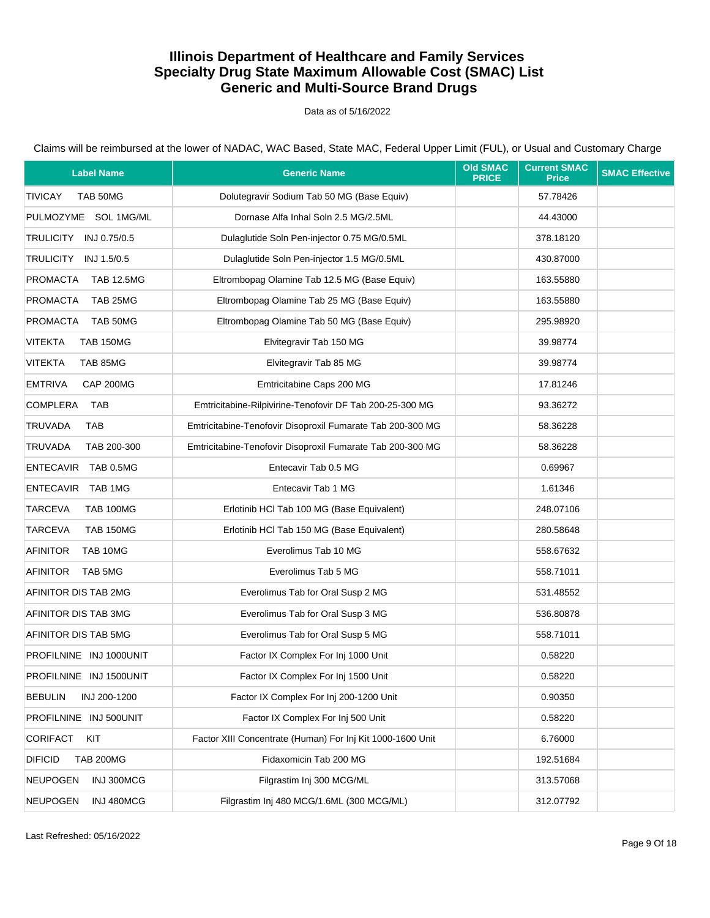# Illinois Department of Healthcare and Family Services
# Specialty Drug State Maximum Allowable Cost (SMAC) List
# Generic and Multi-Source Brand Drugs

Data as of 5/16/2022

Claims will be reimbursed at the lower of NADAC, WAC Based, State MAC, Federal Upper Limit (FUL), or Usual and Customary Charge

| Label Name | Generic Name | Old SMAC PRICE | Current SMAC Price | SMAC Effective |
|---|---|---|---|---|
| TIVICAY TAB 50MG | Dolutegravir Sodium Tab 50 MG (Base Equiv) | | 57.78426 | |
| PULMOZYME SOL 1MG/ML | Dornase Alfa Inhal Soln 2.5 MG/2.5ML | | 44.43000 | |
| TRULICITY INJ 0.75/0.5 | Dulaglutide Soln Pen-injector 0.75 MG/0.5ML | | 378.18120 | |
| TRULICITY INJ 1.5/0.5 | Dulaglutide Soln Pen-injector 1.5 MG/0.5ML | | 430.87000 | |
| PROMACTA TAB 12.5MG | Eltrombopag Olamine Tab 12.5 MG (Base Equiv) | | 163.55880 | |
| PROMACTA TAB 25MG | Eltrombopag Olamine Tab 25 MG (Base Equiv) | | 163.55880 | |
| PROMACTA TAB 50MG | Eltrombopag Olamine Tab 50 MG (Base Equiv) | | 295.98920 | |
| VITEKTA TAB 150MG | Elvitegravir Tab 150 MG | | 39.98774 | |
| VITEKTA TAB 85MG | Elvitegravir Tab 85 MG | | 39.98774 | |
| EMTRIVA CAP 200MG | Emtricitabine Caps 200 MG | | 17.81246 | |
| COMPLERA TAB | Emtricitabine-Rilpivirine-Tenofovir DF Tab 200-25-300 MG | | 93.36272 | |
| TRUVADA TAB | Emtricitabine-Tenofovir Disoproxil Fumarate Tab 200-300 MG | | 58.36228 | |
| TRUVADA TAB 200-300 | Emtricitabine-Tenofovir Disoproxil Fumarate Tab 200-300 MG | | 58.36228 | |
| ENTECAVIR TAB 0.5MG | Entecavir Tab 0.5 MG | | 0.69967 | |
| ENTECAVIR TAB 1MG | Entecavir Tab 1 MG | | 1.61346 | |
| TARCEVA TAB 100MG | Erlotinib HCl Tab 100 MG (Base Equivalent) | | 248.07106 | |
| TARCEVA TAB 150MG | Erlotinib HCl Tab 150 MG (Base Equivalent) | | 280.58648 | |
| AFINITOR TAB 10MG | Everolimus Tab 10 MG | | 558.67632 | |
| AFINITOR TAB 5MG | Everolimus Tab 5 MG | | 558.71011 | |
| AFINITOR DIS TAB 2MG | Everolimus Tab for Oral Susp 2 MG | | 531.48552 | |
| AFINITOR DIS TAB 3MG | Everolimus Tab for Oral Susp 3 MG | | 536.80878 | |
| AFINITOR DIS TAB 5MG | Everolimus Tab for Oral Susp 5 MG | | 558.71011 | |
| PROFILNINE INJ 1000UNIT | Factor IX Complex For Inj 1000 Unit | | 0.58220 | |
| PROFILNINE INJ 1500UNIT | Factor IX Complex For Inj 1500 Unit | | 0.58220 | |
| BEBULIN INJ 200-1200 | Factor IX Complex For Inj 200-1200 Unit | | 0.90350 | |
| PROFILNINE INJ 500UNIT | Factor IX Complex For Inj 500 Unit | | 0.58220 | |
| CORIFACT KIT | Factor XIII Concentrate (Human) For Inj Kit 1000-1600 Unit | | 6.76000 | |
| DIFICID TAB 200MG | Fidaxomicin Tab 200 MG | | 192.51684 | |
| NEUPOGEN INJ 300MCG | Filgrastim Inj 300 MCG/ML | | 313.57068 | |
| NEUPOGEN INJ 480MCG | Filgrastim Inj 480 MCG/1.6ML (300 MCG/ML) | | 312.07792 | |

Last Refreshed: 05/16/2022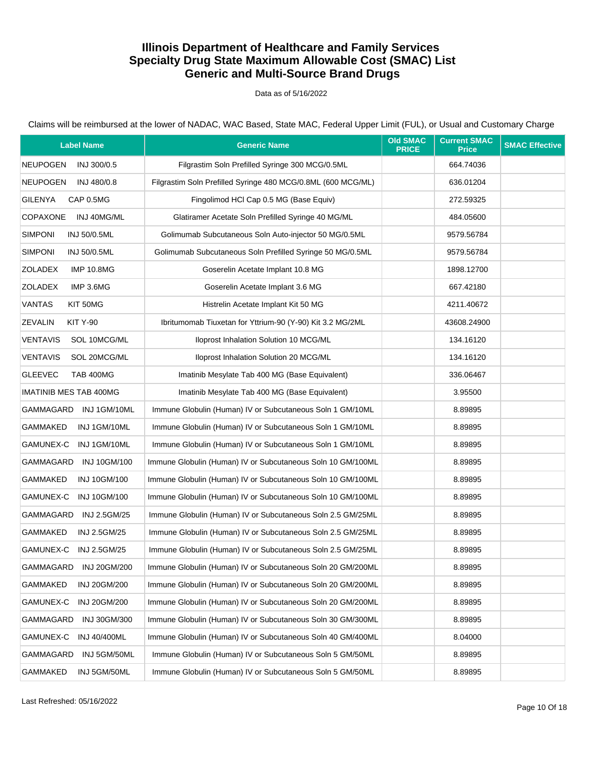# Illinois Department of Healthcare and Family Services
# Specialty Drug State Maximum Allowable Cost (SMAC) List
# Generic and Multi-Source Brand Drugs

Data as of 5/16/2022

Claims will be reimbursed at the lower of NADAC, WAC Based, State MAC, Federal Upper Limit (FUL), or Usual and Customary Charge

| Label Name | Generic Name | Old SMAC PRICE | Current SMAC Price | SMAC Effective |
|---|---|---|---|---|
| NEUPOGEN INJ 300/0.5 | Filgrastim Soln Prefilled Syringe 300 MCG/0.5ML | | 664.74036 | |
| NEUPOGEN INJ 480/0.8 | Filgrastim Soln Prefilled Syringe 480 MCG/0.8ML (600 MCG/ML) | | 636.01204 | |
| GILENYA CAP 0.5MG | Fingolimod HCl Cap 0.5 MG (Base Equiv) | | 272.59325 | |
| COPAXONE INJ 40MG/ML | Glatiramer Acetate Soln Prefilled Syringe 40 MG/ML | | 484.05600 | |
| SIMPONI INJ 50/0.5ML | Golimumab Subcutaneous Soln Auto-injector 50 MG/0.5ML | | 9579.56784 | |
| SIMPONI INJ 50/0.5ML | Golimumab Subcutaneous Soln Prefilled Syringe 50 MG/0.5ML | | 9579.56784 | |
| ZOLADEX IMP 10.8MG | Goserelin Acetate Implant 10.8 MG | | 1898.12700 | |
| ZOLADEX IMP 3.6MG | Goserelin Acetate Implant 3.6 MG | | 667.42180 | |
| VANTAS KIT 50MG | Histrelin Acetate Implant Kit 50 MG | | 4211.40672 | |
| ZEVALIN KIT Y-90 | Ibritumomab Tiuxetan for Yttrium-90 (Y-90) Kit 3.2 MG/2ML | | 43608.24900 | |
| VENTAVIS SOL 10MCG/ML | Iloprost Inhalation Solution 10 MCG/ML | | 134.16120 | |
| VENTAVIS SOL 20MCG/ML | Iloprost Inhalation Solution 20 MCG/ML | | 134.16120 | |
| GLEEVEC TAB 400MG | Imatinib Mesylate Tab 400 MG (Base Equivalent) | | 336.06467 | |
| IMATINIB MES TAB 400MG | Imatinib Mesylate Tab 400 MG (Base Equivalent) | | 3.95500 | |
| GAMMAGARD INJ 1GM/10ML | Immune Globulin (Human) IV or Subcutaneous Soln 1 GM/10ML | | 8.89895 | |
| GAMMAKED INJ 1GM/10ML | Immune Globulin (Human) IV or Subcutaneous Soln 1 GM/10ML | | 8.89895 | |
| GAMUNEX-C INJ 1GM/10ML | Immune Globulin (Human) IV or Subcutaneous Soln 1 GM/10ML | | 8.89895 | |
| GAMMAGARD INJ 10GM/100 | Immune Globulin (Human) IV or Subcutaneous Soln 10 GM/100ML | | 8.89895 | |
| GAMMAKED INJ 10GM/100 | Immune Globulin (Human) IV or Subcutaneous Soln 10 GM/100ML | | 8.89895 | |
| GAMUNEX-C INJ 10GM/100 | Immune Globulin (Human) IV or Subcutaneous Soln 10 GM/100ML | | 8.89895 | |
| GAMMAGARD INJ 2.5GM/25 | Immune Globulin (Human) IV or Subcutaneous Soln 2.5 GM/25ML | | 8.89895 | |
| GAMMAKED INJ 2.5GM/25 | Immune Globulin (Human) IV or Subcutaneous Soln 2.5 GM/25ML | | 8.89895 | |
| GAMUNEX-C INJ 2.5GM/25 | Immune Globulin (Human) IV or Subcutaneous Soln 2.5 GM/25ML | | 8.89895 | |
| GAMMAGARD INJ 20GM/200 | Immune Globulin (Human) IV or Subcutaneous Soln 20 GM/200ML | | 8.89895 | |
| GAMMAKED INJ 20GM/200 | Immune Globulin (Human) IV or Subcutaneous Soln 20 GM/200ML | | 8.89895 | |
| GAMUNEX-C INJ 20GM/200 | Immune Globulin (Human) IV or Subcutaneous Soln 20 GM/200ML | | 8.89895 | |
| GAMMAGARD INJ 30GM/300 | Immune Globulin (Human) IV or Subcutaneous Soln 30 GM/300ML | | 8.89895 | |
| GAMUNEX-C INJ 40/400ML | Immune Globulin (Human) IV or Subcutaneous Soln 40 GM/400ML | | 8.04000 | |
| GAMMAGARD INJ 5GM/50ML | Immune Globulin (Human) IV or Subcutaneous Soln 5 GM/50ML | | 8.89895 | |
| GAMMAKED INJ 5GM/50ML | Immune Globulin (Human) IV or Subcutaneous Soln 5 GM/50ML | | 8.89895 | |

Last Refreshed: 05/16/2022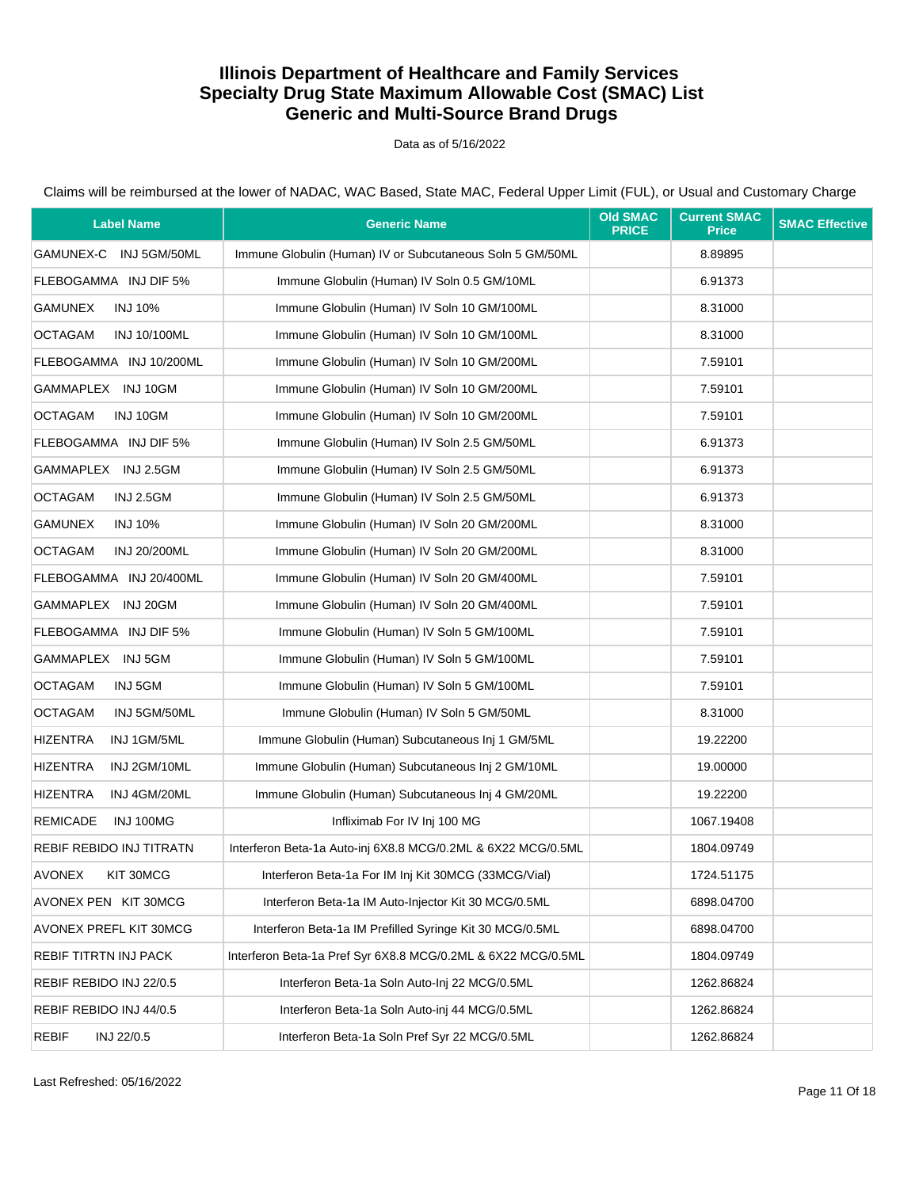# Illinois Department of Healthcare and Family Services
# Specialty Drug State Maximum Allowable Cost (SMAC) List
# Generic and Multi-Source Brand Drugs

Data as of 5/16/2022

Claims will be reimbursed at the lower of NADAC, WAC Based, State MAC, Federal Upper Limit (FUL), or Usual and Customary Charge

| Label Name | Generic Name | Old SMAC PRICE | Current SMAC Price | SMAC Effective |
|---|---|---|---|---|
| GAMUNEX-C INJ 5GM/50ML | Immune Globulin (Human) IV or Subcutaneous Soln 5 GM/50ML | | 8.89895 | |
| FLEBOGAMMA INJ DIF 5% | Immune Globulin (Human) IV Soln 0.5 GM/10ML | | 6.91373 | |
| GAMUNEX INJ 10% | Immune Globulin (Human) IV Soln 10 GM/100ML | | 8.31000 | |
| OCTAGAM INJ 10/100ML | Immune Globulin (Human) IV Soln 10 GM/100ML | | 8.31000 | |
| FLEBOGAMMA INJ 10/200ML | Immune Globulin (Human) IV Soln 10 GM/200ML | | 7.59101 | |
| GAMMAPLEX INJ 10GM | Immune Globulin (Human) IV Soln 10 GM/200ML | | 7.59101 | |
| OCTAGAM INJ 10GM | Immune Globulin (Human) IV Soln 10 GM/200ML | | 7.59101 | |
| FLEBOGAMMA INJ DIF 5% | Immune Globulin (Human) IV Soln 2.5 GM/50ML | | 6.91373 | |
| GAMMAPLEX INJ 2.5GM | Immune Globulin (Human) IV Soln 2.5 GM/50ML | | 6.91373 | |
| OCTAGAM INJ 2.5GM | Immune Globulin (Human) IV Soln 2.5 GM/50ML | | 6.91373 | |
| GAMUNEX INJ 10% | Immune Globulin (Human) IV Soln 20 GM/200ML | | 8.31000 | |
| OCTAGAM INJ 20/200ML | Immune Globulin (Human) IV Soln 20 GM/200ML | | 8.31000 | |
| FLEBOGAMMA INJ 20/400ML | Immune Globulin (Human) IV Soln 20 GM/400ML | | 7.59101 | |
| GAMMAPLEX INJ 20GM | Immune Globulin (Human) IV Soln 20 GM/400ML | | 7.59101 | |
| FLEBOGAMMA INJ DIF 5% | Immune Globulin (Human) IV Soln 5 GM/100ML | | 7.59101 | |
| GAMMAPLEX INJ 5GM | Immune Globulin (Human) IV Soln 5 GM/100ML | | 7.59101 | |
| OCTAGAM INJ 5GM | Immune Globulin (Human) IV Soln 5 GM/100ML | | 7.59101 | |
| OCTAGAM INJ 5GM/50ML | Immune Globulin (Human) IV Soln 5 GM/50ML | | 8.31000 | |
| HIZENTRA INJ 1GM/5ML | Immune Globulin (Human) Subcutaneous Inj 1 GM/5ML | | 19.22200 | |
| HIZENTRA INJ 2GM/10ML | Immune Globulin (Human) Subcutaneous Inj 2 GM/10ML | | 19.00000 | |
| HIZENTRA INJ 4GM/20ML | Immune Globulin (Human) Subcutaneous Inj 4 GM/20ML | | 19.22200 | |
| REMICADE INJ 100MG | Infliximab For IV Inj 100 MG | | 1067.19408 | |
| REBIF REBIDO INJ TITRATN | Interferon Beta-1a Auto-inj 6X8.8 MCG/0.2ML & 6X22 MCG/0.5ML | | 1804.09749 | |
| AVONEX KIT 30MCG | Interferon Beta-1a For IM Inj Kit 30MCG (33MCG/Vial) | | 1724.51175 | |
| AVONEX PEN KIT 30MCG | Interferon Beta-1a IM Auto-Injector Kit 30 MCG/0.5ML | | 6898.04700 | |
| AVONEX PREFL KIT 30MCG | Interferon Beta-1a IM Prefilled Syringe Kit 30 MCG/0.5ML | | 6898.04700 | |
| REBIF TITRTN INJ PACK | Interferon Beta-1a Pref Syr 6X8.8 MCG/0.2ML & 6X22 MCG/0.5ML | | 1804.09749 | |
| REBIF REBIDO INJ 22/0.5 | Interferon Beta-1a Soln Auto-Inj 22 MCG/0.5ML | | 1262.86824 | |
| REBIF REBIDO INJ 44/0.5 | Interferon Beta-1a Soln Auto-inj 44 MCG/0.5ML | | 1262.86824 | |
| REBIF INJ 22/0.5 | Interferon Beta-1a Soln Pref Syr 22 MCG/0.5ML | | 1262.86824 | |

Last Refreshed: 05/16/2022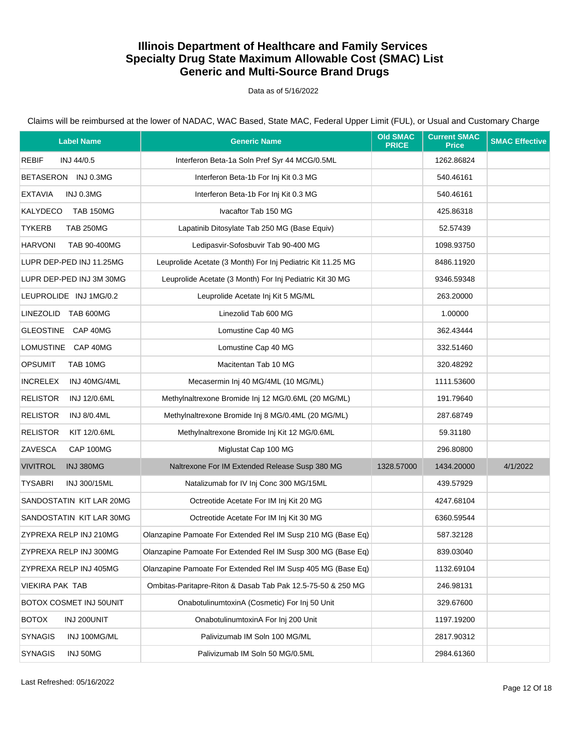# Illinois Department of Healthcare and Family Services
## Specialty Drug State Maximum Allowable Cost (SMAC) List
## Generic and Multi-Source Brand Drugs

Data as of 5/16/2022

Claims will be reimbursed at the lower of NADAC, WAC Based, State MAC, Federal Upper Limit (FUL), or Usual and Customary Charge

| Label Name | Generic Name | Old SMAC PRICE | Current SMAC Price | SMAC Effective |
|---|---|---|---|---|
| REBIF INJ 44/0.5 | Interferon Beta-1a Soln Pref Syr 44 MCG/0.5ML | | 1262.86824 | |
| BETASERON INJ 0.3MG | Interferon Beta-1b For Inj Kit 0.3 MG | | 540.46161 | |
| EXTAVIA INJ 0.3MG | Interferon Beta-1b For Inj Kit 0.3 MG | | 540.46161 | |
| KALYDECO TAB 150MG | Ivacaftor Tab 150 MG | | 425.86318 | |
| TYKERB TAB 250MG | Lapatinib Ditosylate Tab 250 MG (Base Equiv) | | 52.57439 | |
| HARVONI TAB 90-400MG | Ledipasvir-Sofosbuvir Tab 90-400 MG | | 1098.93750 | |
| LUPR DEP-PED INJ 11.25MG | Leuprolide Acetate (3 Month) For Inj Pediatric Kit 11.25 MG | | 8486.11920 | |
| LUPR DEP-PED INJ 3M 30MG | Leuprolide Acetate (3 Month) For Inj Pediatric Kit 30 MG | | 9346.59348 | |
| LEUPROLIDE INJ 1MG/0.2 | Leuprolide Acetate Inj Kit 5 MG/ML | | 263.20000 | |
| LINEZOLID TAB 600MG | Linezolid Tab 600 MG | | 1.00000 | |
| GLEOSTINE CAP 40MG | Lomustine Cap 40 MG | | 362.43444 | |
| LOMUSTINE CAP 40MG | Lomustine Cap 40 MG | | 332.51460 | |
| OPSUMIT TAB 10MG | Macitentan Tab 10 MG | | 320.48292 | |
| INCRELEX INJ 40MG/4ML | Mecasermin Inj 40 MG/4ML (10 MG/ML) | | 1111.53600 | |
| RELISTOR INJ 12/0.6ML | Methylnaltrexone Bromide Inj 12 MG/0.6ML (20 MG/ML) | | 191.79640 | |
| RELISTOR INJ 8/0.4ML | Methylnaltrexone Bromide Inj 8 MG/0.4ML (20 MG/ML) | | 287.68749 | |
| RELISTOR KIT 12/0.6ML | Methylnaltrexone Bromide Inj Kit 12 MG/0.6ML | | 59.31180 | |
| ZAVESCA CAP 100MG | Miglustat Cap 100 MG | | 296.80800 | |
| VIVITROL INJ 380MG | Naltrexone For IM Extended Release Susp 380 MG | 1328.57000 | 1434.20000 | 4/1/2022 |
| TYSABRI INJ 300/15ML | Natalizumab for IV Inj Conc 300 MG/15ML | | 439.57929 | |
| SANDOSTATIN KIT LAR 20MG | Octreotide Acetate For IM Inj Kit 20 MG | | 4247.68104 | |
| SANDOSTATIN KIT LAR 30MG | Octreotide Acetate For IM Inj Kit 30 MG | | 6360.59544 | |
| ZYPREXA RELP INJ 210MG | Olanzapine Pamoate For Extended Rel IM Susp 210 MG (Base Eq) | | 587.32128 | |
| ZYPREXA RELP INJ 300MG | Olanzapine Pamoate For Extended Rel IM Susp 300 MG (Base Eq) | | 839.03040 | |
| ZYPREXA RELP INJ 405MG | Olanzapine Pamoate For Extended Rel IM Susp 405 MG (Base Eq) | | 1132.69104 | |
| VIEKIRA PAK TAB | Ombitas-Paritapre-Riton & Dasab Tab Pak 12.5-75-50 & 250 MG | | 246.98131 | |
| BOTOX COSMET INJ 50UNIT | OnabotulinumtoxinA (Cosmetic) For Inj 50 Unit | | 329.67600 | |
| BOTOX INJ 200UNIT | OnabotulinumtoxinA For Inj 200 Unit | | 1197.19200 | |
| SYNAGIS INJ 100MG/ML | Palivizumab IM Soln 100 MG/ML | | 2817.90312 | |
| SYNAGIS INJ 50MG | Palivizumab IM Soln 50 MG/0.5ML | | 2984.61360 | |

Last Refreshed: 05/16/2022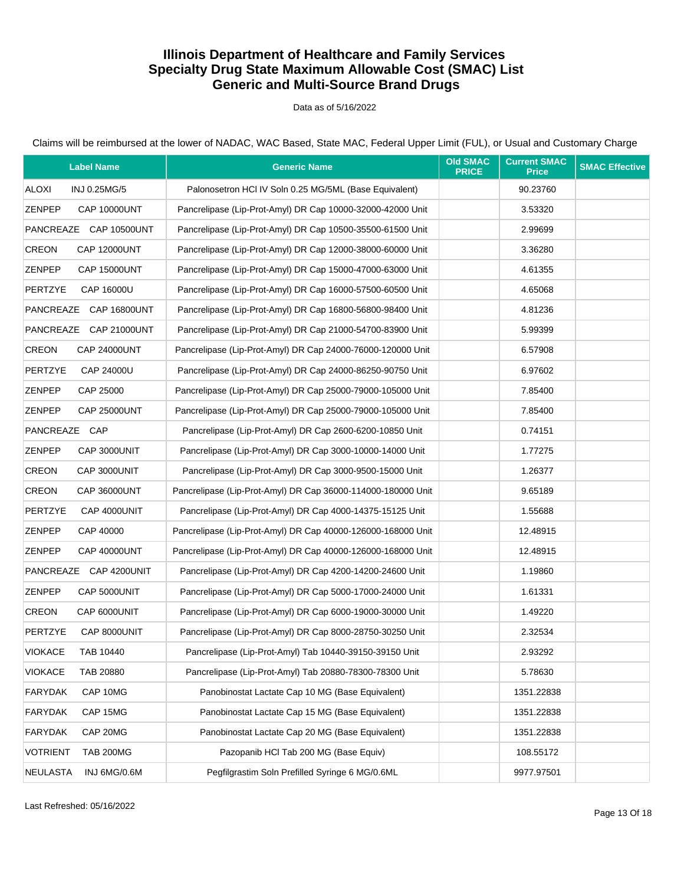# Illinois Department of Healthcare and Family Services
## Specialty Drug State Maximum Allowable Cost (SMAC) List
## Generic and Multi-Source Brand Drugs

Data as of 5/16/2022

Claims will be reimbursed at the lower of NADAC, WAC Based, State MAC, Federal Upper Limit (FUL), or Usual and Customary Charge

| Label Name | Generic Name | Old SMAC PRICE | Current SMAC Price | SMAC Effective |
|---|---|---|---|---|
| ALOXI INJ 0.25MG/5 | Palonosetron HCl IV Soln 0.25 MG/5ML (Base Equivalent) | | 90.23760 | |
| ZENPEP CAP 10000UNT | Pancrelipase (Lip-Prot-Amyl) DR Cap 10000-32000-42000 Unit | | 3.53320 | |
| PANCREAZE CAP 10500UNT | Pancrelipase (Lip-Prot-Amyl) DR Cap 10500-35500-61500 Unit | | 2.99699 | |
| CREON CAP 12000UNT | Pancrelipase (Lip-Prot-Amyl) DR Cap 12000-38000-60000 Unit | | 3.36280 | |
| ZENPEP CAP 15000UNT | Pancrelipase (Lip-Prot-Amyl) DR Cap 15000-47000-63000 Unit | | 4.61355 | |
| PERTZYE CAP 16000U | Pancrelipase (Lip-Prot-Amyl) DR Cap 16000-57500-60500 Unit | | 4.65068 | |
| PANCREAZE CAP 16800UNT | Pancrelipase (Lip-Prot-Amyl) DR Cap 16800-56800-98400 Unit | | 4.81236 | |
| PANCREAZE CAP 21000UNT | Pancrelipase (Lip-Prot-Amyl) DR Cap 21000-54700-83900 Unit | | 5.99399 | |
| CREON CAP 24000UNT | Pancrelipase (Lip-Prot-Amyl) DR Cap 24000-76000-120000 Unit | | 6.57908 | |
| PERTZYE CAP 24000U | Pancrelipase (Lip-Prot-Amyl) DR Cap 24000-86250-90750 Unit | | 6.97602 | |
| ZENPEP CAP 25000 | Pancrelipase (Lip-Prot-Amyl) DR Cap 25000-79000-105000 Unit | | 7.85400 | |
| ZENPEP CAP 25000UNT | Pancrelipase (Lip-Prot-Amyl) DR Cap 25000-79000-105000 Unit | | 7.85400 | |
| PANCREAZE CAP | Pancrelipase (Lip-Prot-Amyl) DR Cap 2600-6200-10850 Unit | | 0.74151 | |
| ZENPEP CAP 3000UNIT | Pancrelipase (Lip-Prot-Amyl) DR Cap 3000-10000-14000 Unit | | 1.77275 | |
| CREON CAP 3000UNIT | Pancrelipase (Lip-Prot-Amyl) DR Cap 3000-9500-15000 Unit | | 1.26377 | |
| CREON CAP 36000UNT | Pancrelipase (Lip-Prot-Amyl) DR Cap 36000-114000-180000 Unit | | 9.65189 | |
| PERTZYE CAP 4000UNIT | Pancrelipase (Lip-Prot-Amyl) DR Cap 4000-14375-15125 Unit | | 1.55688 | |
| ZENPEP CAP 40000 | Pancrelipase (Lip-Prot-Amyl) DR Cap 40000-126000-168000 Unit | | 12.48915 | |
| ZENPEP CAP 40000UNT | Pancrelipase (Lip-Prot-Amyl) DR Cap 40000-126000-168000 Unit | | 12.48915 | |
| PANCREAZE CAP 4200UNIT | Pancrelipase (Lip-Prot-Amyl) DR Cap 4200-14200-24600 Unit | | 1.19860 | |
| ZENPEP CAP 5000UNIT | Pancrelipase (Lip-Prot-Amyl) DR Cap 5000-17000-24000 Unit | | 1.61331 | |
| CREON CAP 6000UNIT | Pancrelipase (Lip-Prot-Amyl) DR Cap 6000-19000-30000 Unit | | 1.49220 | |
| PERTZYE CAP 8000UNIT | Pancrelipase (Lip-Prot-Amyl) DR Cap 8000-28750-30250 Unit | | 2.32534 | |
| VIOKACE TAB 10440 | Pancrelipase (Lip-Prot-Amyl) Tab 10440-39150-39150 Unit | | 2.93292 | |
| VIOKACE TAB 20880 | Pancrelipase (Lip-Prot-Amyl) Tab 20880-78300-78300 Unit | | 5.78630 | |
| FARYDAK CAP 10MG | Panobinostat Lactate Cap 10 MG (Base Equivalent) | | 1351.22838 | |
| FARYDAK CAP 15MG | Panobinostat Lactate Cap 15 MG (Base Equivalent) | | 1351.22838 | |
| FARYDAK CAP 20MG | Panobinostat Lactate Cap 20 MG (Base Equivalent) | | 1351.22838 | |
| VOTRIENT TAB 200MG | Pazopanib HCl Tab 200 MG (Base Equiv) | | 108.55172 | |
| NEULASTA INJ 6MG/0.6M | Pegfilgrastim Soln Prefilled Syringe 6 MG/0.6ML | | 9977.97501 | |

Last Refreshed: 05/16/2022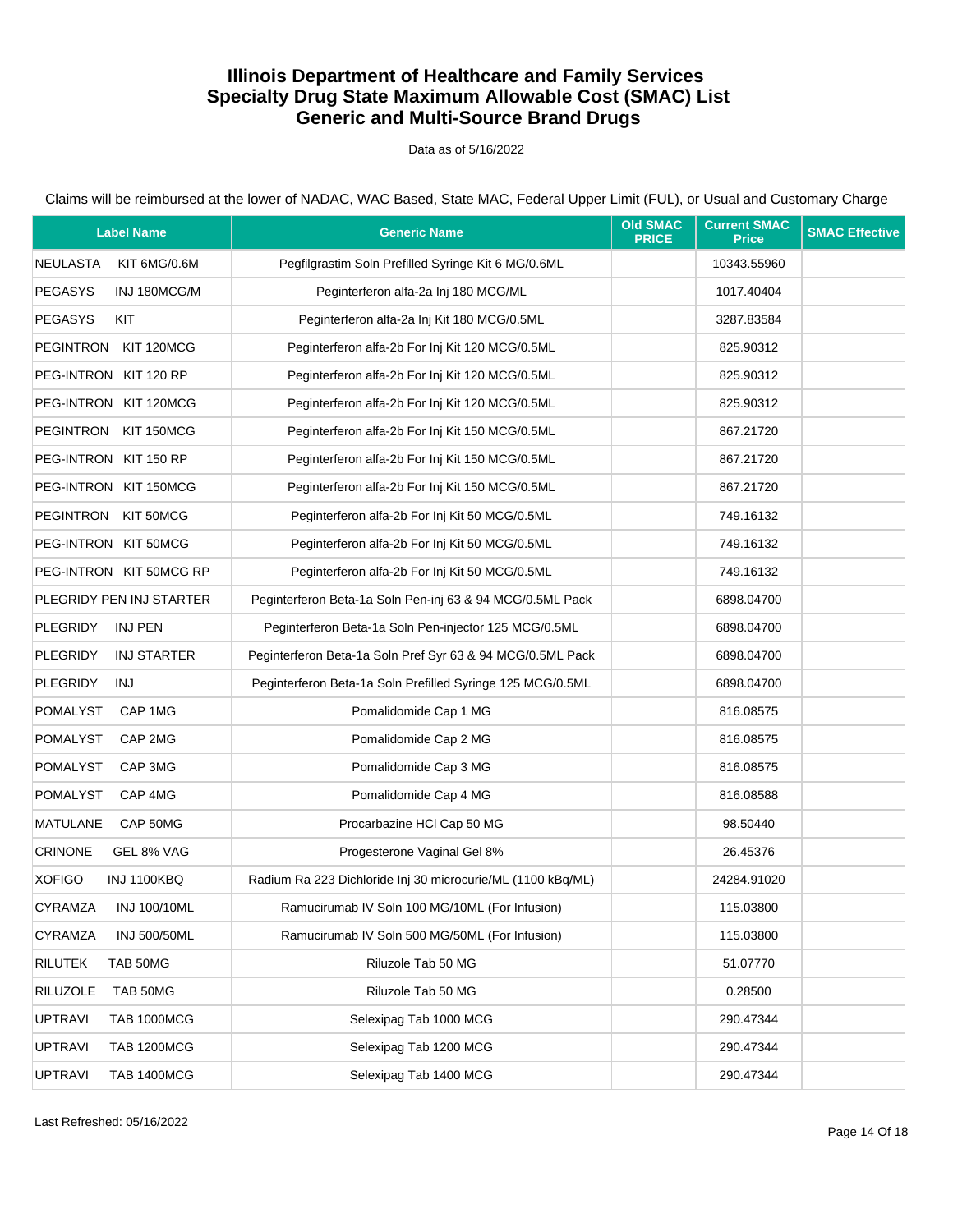# Illinois Department of Healthcare and Family Services
# Specialty Drug State Maximum Allowable Cost (SMAC) List
# Generic and Multi-Source Brand Drugs

Data as of 5/16/2022

Claims will be reimbursed at the lower of NADAC, WAC Based, State MAC, Federal Upper Limit (FUL), or Usual and Customary Charge

| Label Name | Generic Name | Old SMAC PRICE | Current SMAC Price | SMAC Effective |
|---|---|---|---|---|
| NEULASTA KIT 6MG/0.6M | Pegfilgrastim Soln Prefilled Syringe Kit 6 MG/0.6ML | | 10343.55960 | |
| PEGASYS INJ 180MCG/M | Peginterferon alfa-2a Inj 180 MCG/ML | | 1017.40404 | |
| PEGASYS KIT | Peginterferon alfa-2a Inj Kit 180 MCG/0.5ML | | 3287.83584 | |
| PEGINTRON KIT 120MCG | Peginterferon alfa-2b For Inj Kit 120 MCG/0.5ML | | 825.90312 | |
| PEG-INTRON KIT 120 RP | Peginterferon alfa-2b For Inj Kit 120 MCG/0.5ML | | 825.90312 | |
| PEG-INTRON KIT 120MCG | Peginterferon alfa-2b For Inj Kit 120 MCG/0.5ML | | 825.90312 | |
| PEGINTRON KIT 150MCG | Peginterferon alfa-2b For Inj Kit 150 MCG/0.5ML | | 867.21720 | |
| PEG-INTRON KIT 150 RP | Peginterferon alfa-2b For Inj Kit 150 MCG/0.5ML | | 867.21720 | |
| PEG-INTRON KIT 150MCG | Peginterferon alfa-2b For Inj Kit 150 MCG/0.5ML | | 867.21720 | |
| PEGINTRON KIT 50MCG | Peginterferon alfa-2b For Inj Kit 50 MCG/0.5ML | | 749.16132 | |
| PEG-INTRON KIT 50MCG | Peginterferon alfa-2b For Inj Kit 50 MCG/0.5ML | | 749.16132 | |
| PEG-INTRON KIT 50MCG RP | Peginterferon alfa-2b For Inj Kit 50 MCG/0.5ML | | 749.16132 | |
| PLEGRIDY PEN INJ STARTER | Peginterferon Beta-1a Soln Pen-inj 63 & 94 MCG/0.5ML Pack | | 6898.04700 | |
| PLEGRIDY INJ PEN | Peginterferon Beta-1a Soln Pen-injector 125 MCG/0.5ML | | 6898.04700 | |
| PLEGRIDY INJ STARTER | Peginterferon Beta-1a Soln Pref Syr 63 & 94 MCG/0.5ML Pack | | 6898.04700 | |
| PLEGRIDY INJ | Peginterferon Beta-1a Soln Prefilled Syringe 125 MCG/0.5ML | | 6898.04700 | |
| POMALYST CAP 1MG | Pomalidomide Cap 1 MG | | 816.08575 | |
| POMALYST CAP 2MG | Pomalidomide Cap 2 MG | | 816.08575 | |
| POMALYST CAP 3MG | Pomalidomide Cap 3 MG | | 816.08575 | |
| POMALYST CAP 4MG | Pomalidomide Cap 4 MG | | 816.08588 | |
| MATULANE CAP 50MG | Procarbazine HCl Cap 50 MG | | 98.50440 | |
| CRINONE GEL 8% VAG | Progesterone Vaginal Gel 8% | | 26.45376 | |
| XOFIGO INJ 1100KBQ | Radium Ra 223 Dichloride Inj 30 microcurie/ML (1100 kBq/ML) | | 24284.91020 | |
| CYRAMZA INJ 100/10ML | Ramucirumab IV Soln 100 MG/10ML (For Infusion) | | 115.03800 | |
| CYRAMZA INJ 500/50ML | Ramucirumab IV Soln 500 MG/50ML (For Infusion) | | 115.03800 | |
| RILUTEK TAB 50MG | Riluzole Tab 50 MG | | 51.07770 | |
| RILUZOLE TAB 50MG | Riluzole Tab 50 MG | | 0.28500 | |
| UPTRAVI TAB 1000MCG | Selexipag Tab 1000 MCG | | 290.47344 | |
| UPTRAVI TAB 1200MCG | Selexipag Tab 1200 MCG | | 290.47344 | |
| UPTRAVI TAB 1400MCG | Selexipag Tab 1400 MCG | | 290.47344 | |

Last Refreshed: 05/16/2022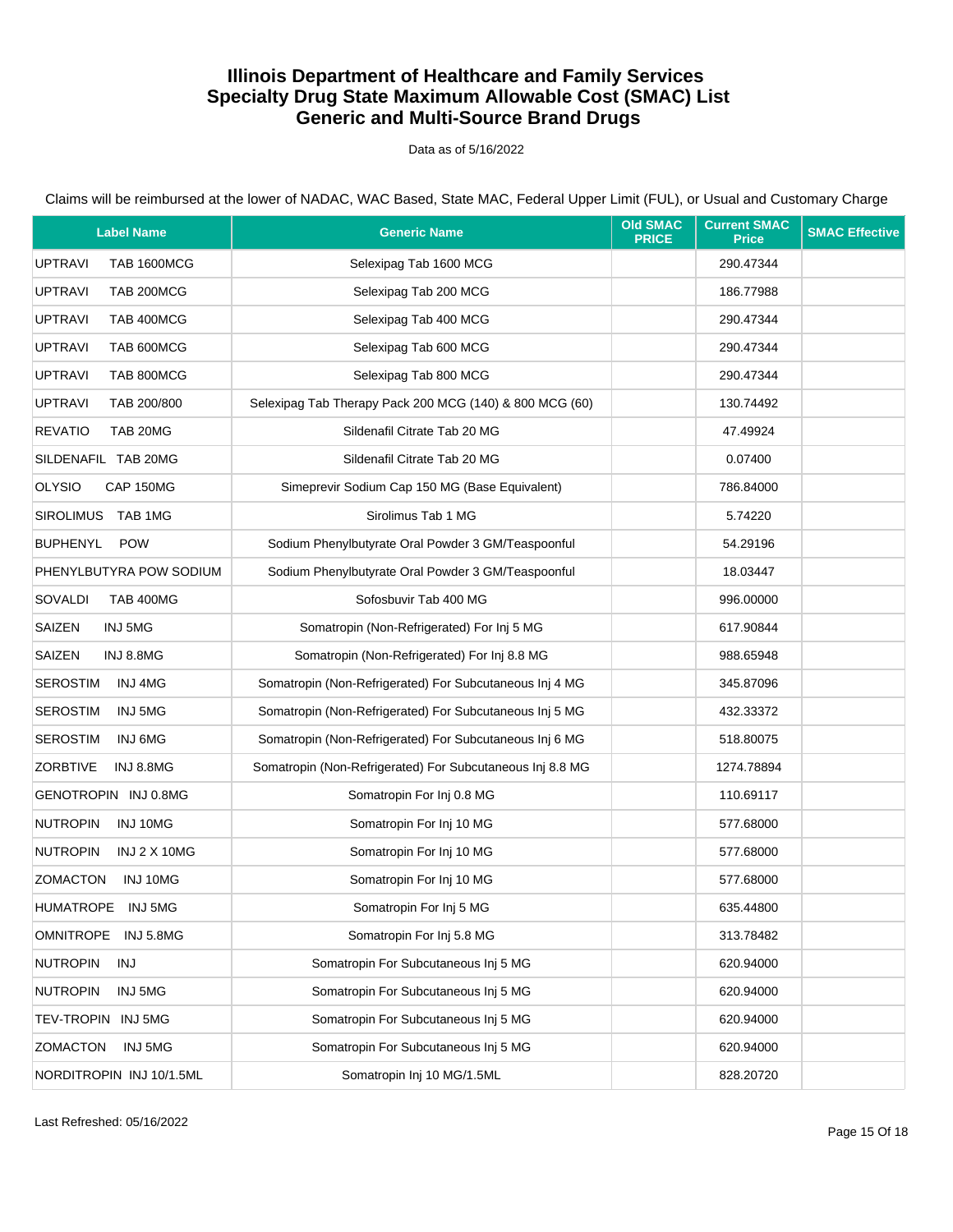# Illinois Department of Healthcare and Family Services
# Specialty Drug State Maximum Allowable Cost (SMAC) List
# Generic and Multi-Source Brand Drugs

Data as of 5/16/2022

Claims will be reimbursed at the lower of NADAC, WAC Based, State MAC, Federal Upper Limit (FUL), or Usual and Customary Charge

| Label Name | Generic Name | Old SMAC PRICE | Current SMAC Price | SMAC Effective |
|---|---|---|---|---|
| UPTRAVI TAB 1600MCG | Selexipag Tab 1600 MCG | | 290.47344 | |
| UPTRAVI TAB 200MCG | Selexipag Tab 200 MCG | | 186.77988 | |
| UPTRAVI TAB 400MCG | Selexipag Tab 400 MCG | | 290.47344 | |
| UPTRAVI TAB 600MCG | Selexipag Tab 600 MCG | | 290.47344 | |
| UPTRAVI TAB 800MCG | Selexipag Tab 800 MCG | | 290.47344 | |
| UPTRAVI TAB 200/800 | Selexipag Tab Therapy Pack 200 MCG (140) & 800 MCG (60) | | 130.74492 | |
| REVATIO TAB 20MG | Sildenafil Citrate Tab 20 MG | | 47.49924 | |
| SILDENAFIL TAB 20MG | Sildenafil Citrate Tab 20 MG | | 0.07400 | |
| OLYSIO CAP 150MG | Simeprevir Sodium Cap 150 MG (Base Equivalent) | | 786.84000 | |
| SIROLIMUS TAB 1MG | Sirolimus Tab 1 MG | | 5.74220 | |
| BUPHENYL POW | Sodium Phenylbutyrate Oral Powder 3 GM/Teaspoonful | | 54.29196 | |
| PHENYLBUTYRA POW SODIUM | Sodium Phenylbutyrate Oral Powder 3 GM/Teaspoonful | | 18.03447 | |
| SOVALDI TAB 400MG | Sofosbuvir Tab 400 MG | | 996.00000 | |
| SAIZEN INJ 5MG | Somatropin (Non-Refrigerated) For Inj 5 MG | | 617.90844 | |
| SAIZEN INJ 8.8MG | Somatropin (Non-Refrigerated) For Inj 8.8 MG | | 988.65948 | |
| SEROSTIM INJ 4MG | Somatropin (Non-Refrigerated) For Subcutaneous Inj 4 MG | | 345.87096 | |
| SEROSTIM INJ 5MG | Somatropin (Non-Refrigerated) For Subcutaneous Inj 5 MG | | 432.33372 | |
| SEROSTIM INJ 6MG | Somatropin (Non-Refrigerated) For Subcutaneous Inj 6 MG | | 518.80075 | |
| ZORBTIVE INJ 8.8MG | Somatropin (Non-Refrigerated) For Subcutaneous Inj 8.8 MG | | 1274.78894 | |
| GENOTROPIN INJ 0.8MG | Somatropin For Inj 0.8 MG | | 110.69117 | |
| NUTROPIN INJ 10MG | Somatropin For Inj 10 MG | | 577.68000 | |
| NUTROPIN INJ 2 X 10MG | Somatropin For Inj 10 MG | | 577.68000 | |
| ZOMACTON INJ 10MG | Somatropin For Inj 10 MG | | 577.68000 | |
| HUMATROPE INJ 5MG | Somatropin For Inj 5 MG | | 635.44800 | |
| OMNITROPE INJ 5.8MG | Somatropin For Inj 5.8 MG | | 313.78482 | |
| NUTROPIN INJ | Somatropin For Subcutaneous Inj 5 MG | | 620.94000 | |
| NUTROPIN INJ 5MG | Somatropin For Subcutaneous Inj 5 MG | | 620.94000 | |
| TEV-TROPIN INJ 5MG | Somatropin For Subcutaneous Inj 5 MG | | 620.94000 | |
| ZOMACTON INJ 5MG | Somatropin For Subcutaneous Inj 5 MG | | 620.94000 | |
| NORDITROPIN INJ 10/1.5ML | Somatropin Inj 10 MG/1.5ML | | 828.20720 | |

Last Refreshed: 05/16/2022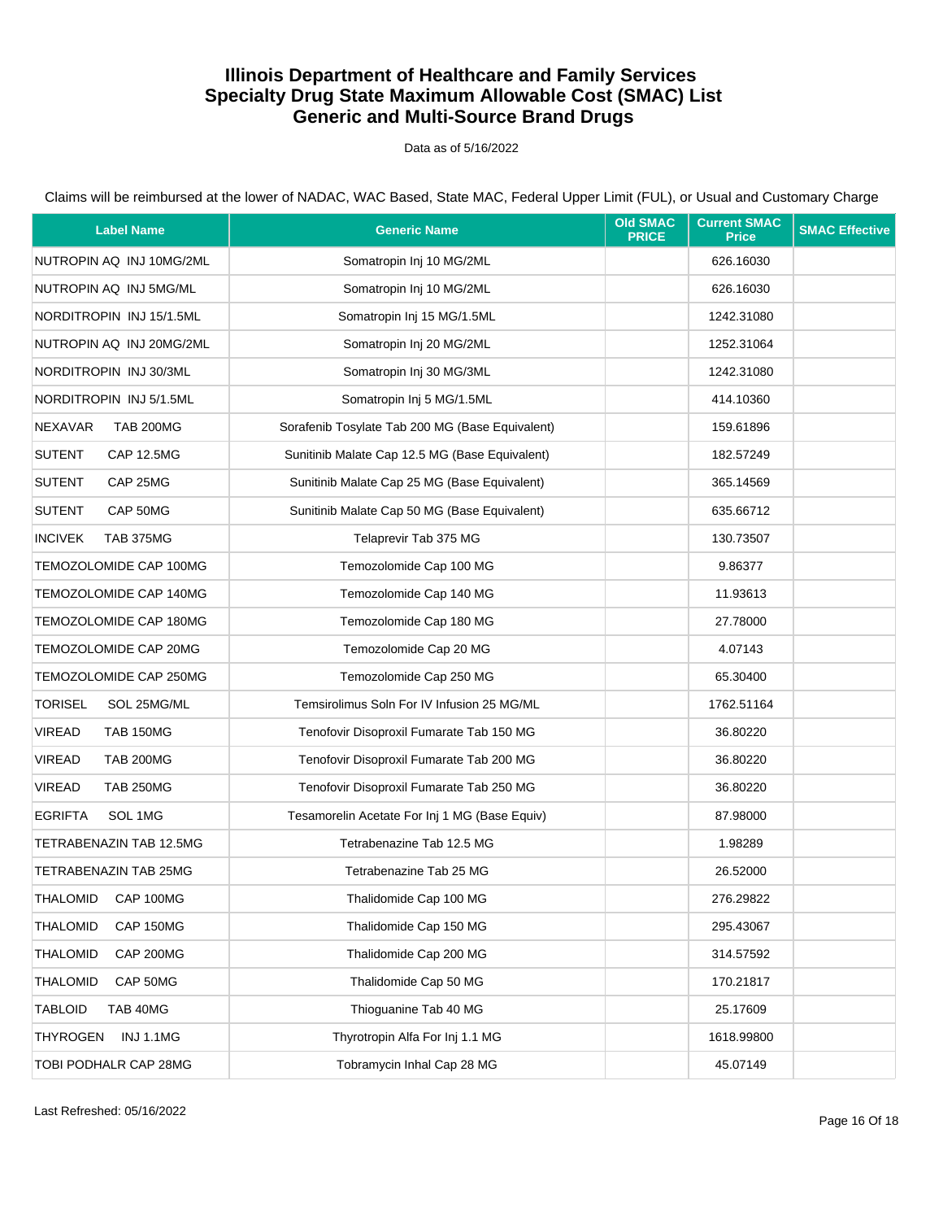# Illinois Department of Healthcare and Family Services
# Specialty Drug State Maximum Allowable Cost (SMAC) List
# Generic and Multi-Source Brand Drugs

Data as of 5/16/2022

Claims will be reimbursed at the lower of NADAC, WAC Based, State MAC, Federal Upper Limit (FUL), or Usual and Customary Charge

| Label Name | Generic Name | Old SMAC PRICE | Current SMAC Price | SMAC Effective |
|---|---|---|---|---|
| NUTROPIN AQ INJ 10MG/2ML | Somatropin Inj 10 MG/2ML | | 626.16030 | |
| NUTROPIN AQ INJ 5MG/ML | Somatropin Inj 10 MG/2ML | | 626.16030 | |
| NORDITROPIN INJ 15/1.5ML | Somatropin Inj 15 MG/1.5ML | | 1242.31080 | |
| NUTROPIN AQ INJ 20MG/2ML | Somatropin Inj 20 MG/2ML | | 1252.31064 | |
| NORDITROPIN INJ 30/3ML | Somatropin Inj 30 MG/3ML | | 1242.31080 | |
| NORDITROPIN INJ 5/1.5ML | Somatropin Inj 5 MG/1.5ML | | 414.10360 | |
| NEXAVAR TAB 200MG | Sorafenib Tosylate Tab 200 MG (Base Equivalent) | | 159.61896 | |
| SUTENT CAP 12.5MG | Sunitinib Malate Cap 12.5 MG (Base Equivalent) | | 182.57249 | |
| SUTENT CAP 25MG | Sunitinib Malate Cap 25 MG (Base Equivalent) | | 365.14569 | |
| SUTENT CAP 50MG | Sunitinib Malate Cap 50 MG (Base Equivalent) | | 635.66712 | |
| INCIVEK TAB 375MG | Telaprevir Tab 375 MG | | 130.73507 | |
| TEMOZOLOMIDE CAP 100MG | Temozolomide Cap 100 MG | | 9.86377 | |
| TEMOZOLOMIDE CAP 140MG | Temozolomide Cap 140 MG | | 11.93613 | |
| TEMOZOLOMIDE CAP 180MG | Temozolomide Cap 180 MG | | 27.78000 | |
| TEMOZOLOMIDE CAP 20MG | Temozolomide Cap 20 MG | | 4.07143 | |
| TEMOZOLOMIDE CAP 250MG | Temozolomide Cap 250 MG | | 65.30400 | |
| TORISEL SOL 25MG/ML | Temsirolimus Soln For IV Infusion 25 MG/ML | | 1762.51164 | |
| VIREAD TAB 150MG | Tenofovir Disoproxil Fumarate Tab 150 MG | | 36.80220 | |
| VIREAD TAB 200MG | Tenofovir Disoproxil Fumarate Tab 200 MG | | 36.80220 | |
| VIREAD TAB 250MG | Tenofovir Disoproxil Fumarate Tab 250 MG | | 36.80220 | |
| EGRIFTA SOL 1MG | Tesamorelin Acetate For Inj 1 MG (Base Equiv) | | 87.98000 | |
| TETRABENAZIN TAB 12.5MG | Tetrabenazine Tab 12.5 MG | | 1.98289 | |
| TETRABENAZIN TAB 25MG | Tetrabenazine Tab 25 MG | | 26.52000 | |
| THALOMID CAP 100MG | Thalidomide Cap 100 MG | | 276.29822 | |
| THALOMID CAP 150MG | Thalidomide Cap 150 MG | | 295.43067 | |
| THALOMID CAP 200MG | Thalidomide Cap 200 MG | | 314.57592 | |
| THALOMID CAP 50MG | Thalidomide Cap 50 MG | | 170.21817 | |
| TABLOID TAB 40MG | Thioguanine Tab 40 MG | | 25.17609 | |
| THYROGEN INJ 1.1MG | Thyrotropin Alfa For Inj 1.1 MG | | 1618.99800 | |
| TOBI PODHALR CAP 28MG | Tobramycin Inhal Cap 28 MG | | 45.07149 | |

Last Refreshed: 05/16/2022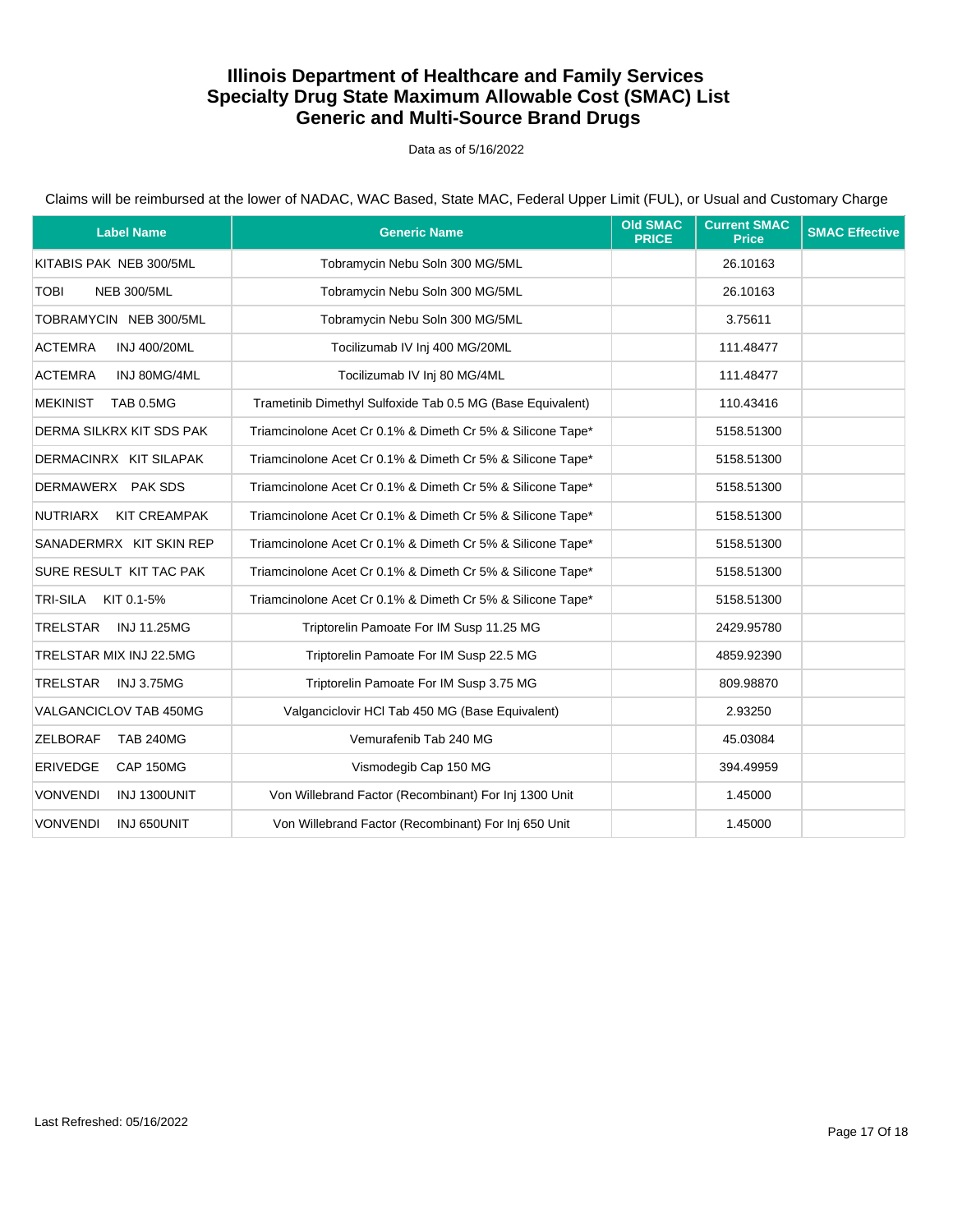# Illinois Department of Healthcare and Family Services
# Specialty Drug State Maximum Allowable Cost (SMAC) List
# Generic and Multi-Source Brand Drugs

Data as of 5/16/2022

Claims will be reimbursed at the lower of NADAC, WAC Based, State MAC, Federal Upper Limit (FUL), or Usual and Customary Charge

| Label Name | Generic Name | Old SMAC PRICE | Current SMAC Price | SMAC Effective |
|---|---|---|---|---|
| KITABIS PAK NEB 300/5ML | Tobramycin Nebu Soln 300 MG/5ML | | 26.10163 | |
| TOBI NEB 300/5ML | Tobramycin Nebu Soln 300 MG/5ML | | 26.10163 | |
| TOBRAMYCIN NEB 300/5ML | Tobramycin Nebu Soln 300 MG/5ML | | 3.75611 | |
| ACTEMRA INJ 400/20ML | Tocilizumab IV Inj 400 MG/20ML | | 111.48477 | |
| ACTEMRA INJ 80MG/4ML | Tocilizumab IV Inj 80 MG/4ML | | 111.48477 | |
| MEKINIST TAB 0.5MG | Trametinib Dimethyl Sulfoxide Tab 0.5 MG (Base Equivalent) | | 110.43416 | |
| DERMA SILKRX KIT SDS PAK | Triamcinolone Acet Cr 0.1% & Dimeth Cr 5% & Silicone Tape* | | 5158.51300 | |
| DERMACINRX KIT SILAPAK | Triamcinolone Acet Cr 0.1% & Dimeth Cr 5% & Silicone Tape* | | 5158.51300 | |
| DERMAWERX PAK SDS | Triamcinolone Acet Cr 0.1% & Dimeth Cr 5% & Silicone Tape* | | 5158.51300 | |
| NUTRIARX KIT CREAMPAK | Triamcinolone Acet Cr 0.1% & Dimeth Cr 5% & Silicone Tape* | | 5158.51300 | |
| SANADERMRX KIT SKIN REP | Triamcinolone Acet Cr 0.1% & Dimeth Cr 5% & Silicone Tape* | | 5158.51300 | |
| SURE RESULT KIT TAC PAK | Triamcinolone Acet Cr 0.1% & Dimeth Cr 5% & Silicone Tape* | | 5158.51300 | |
| TRI-SILA KIT 0.1-5% | Triamcinolone Acet Cr 0.1% & Dimeth Cr 5% & Silicone Tape* | | 5158.51300 | |
| TRELSTAR INJ 11.25MG | Triptorelin Pamoate For IM Susp 11.25 MG | | 2429.95780 | |
| TRELSTAR MIX INJ 22.5MG | Triptorelin Pamoate For IM Susp 22.5 MG | | 4859.92390 | |
| TRELSTAR INJ 3.75MG | Triptorelin Pamoate For IM Susp 3.75 MG | | 809.98870 | |
| VALGANCICLOV TAB 450MG | Valganciclovir HCl Tab 450 MG (Base Equivalent) | | 2.93250 | |
| ZELBORAF TAB 240MG | Vemurafenib Tab 240 MG | | 45.03084 | |
| ERIVEDGE CAP 150MG | Vismodegib Cap 150 MG | | 394.49959 | |
| VONVENDI INJ 1300UNIT | Von Willebrand Factor (Recombinant) For Inj 1300 Unit | | 1.45000 | |
| VONVENDI INJ 650UNIT | Von Willebrand Factor (Recombinant) For Inj 650 Unit | | 1.45000 | |

Last Refreshed: 05/16/2022